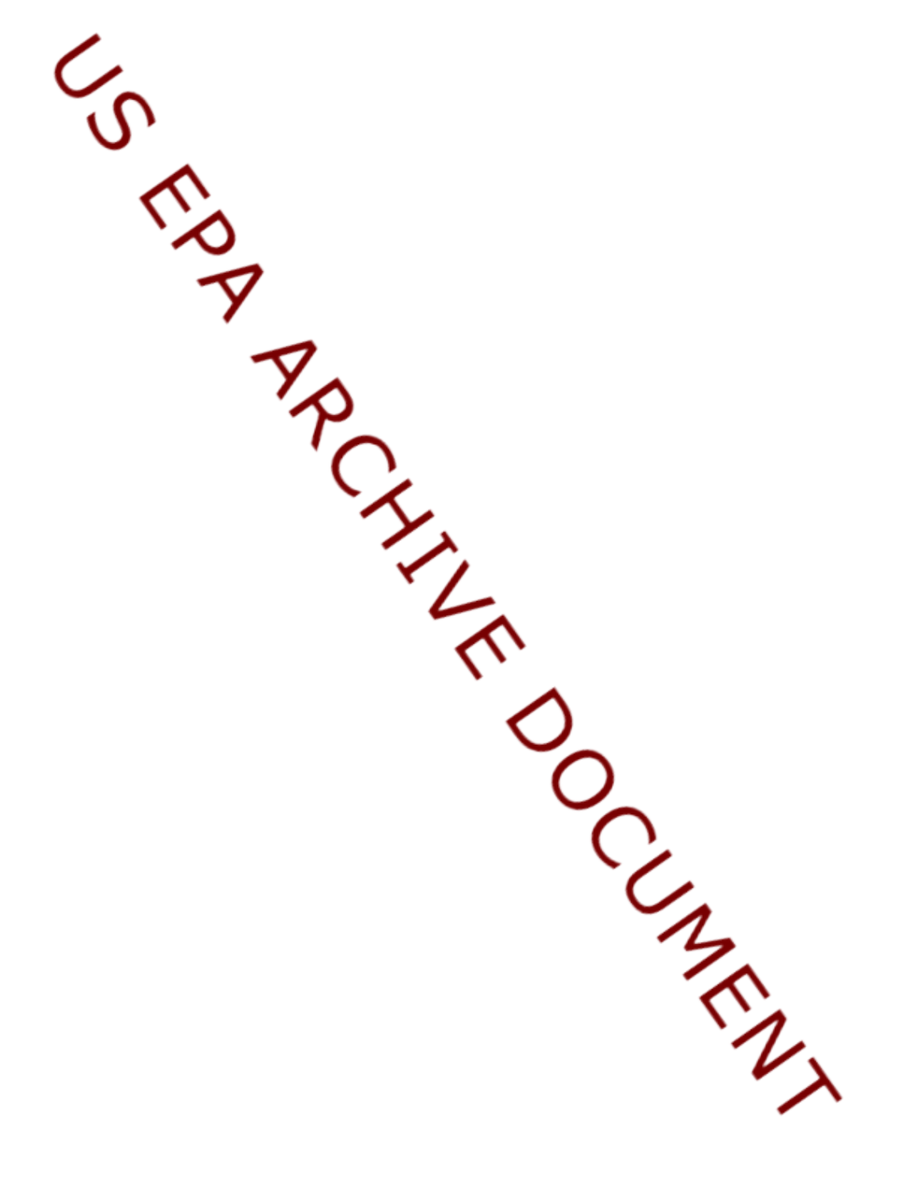US EPA ARCHIVE DOCUMENT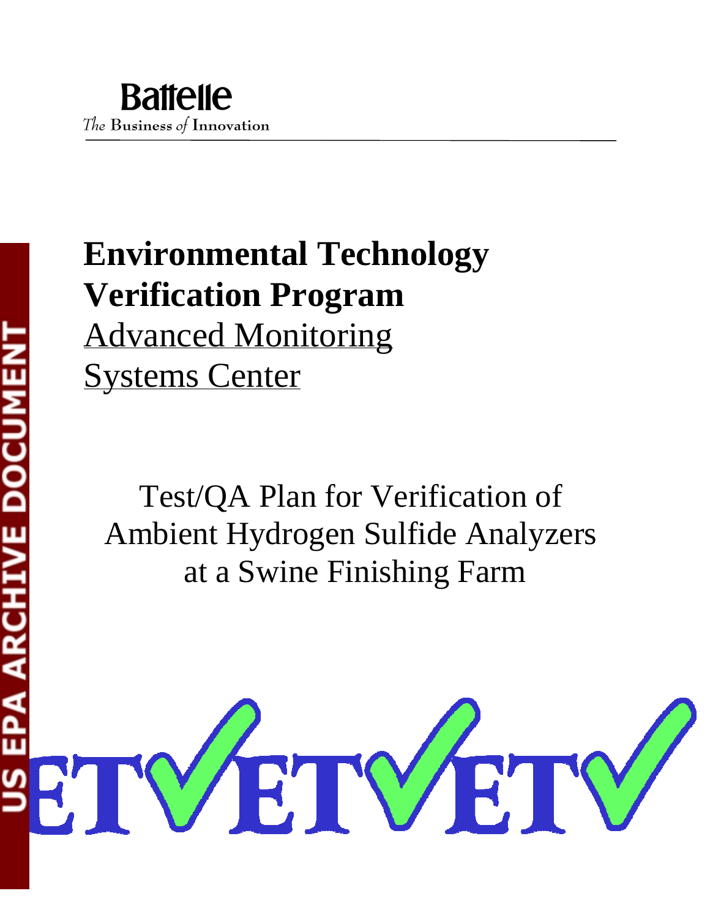Battelle

*The* Business *of* Innovation

# Environmental Technology Verification Program

Advanced Monitoring Systems Center

## Test/QA Plan for Verification of Ambient Hydrogen Sulfide Analyzers at a Swine Finishing Farm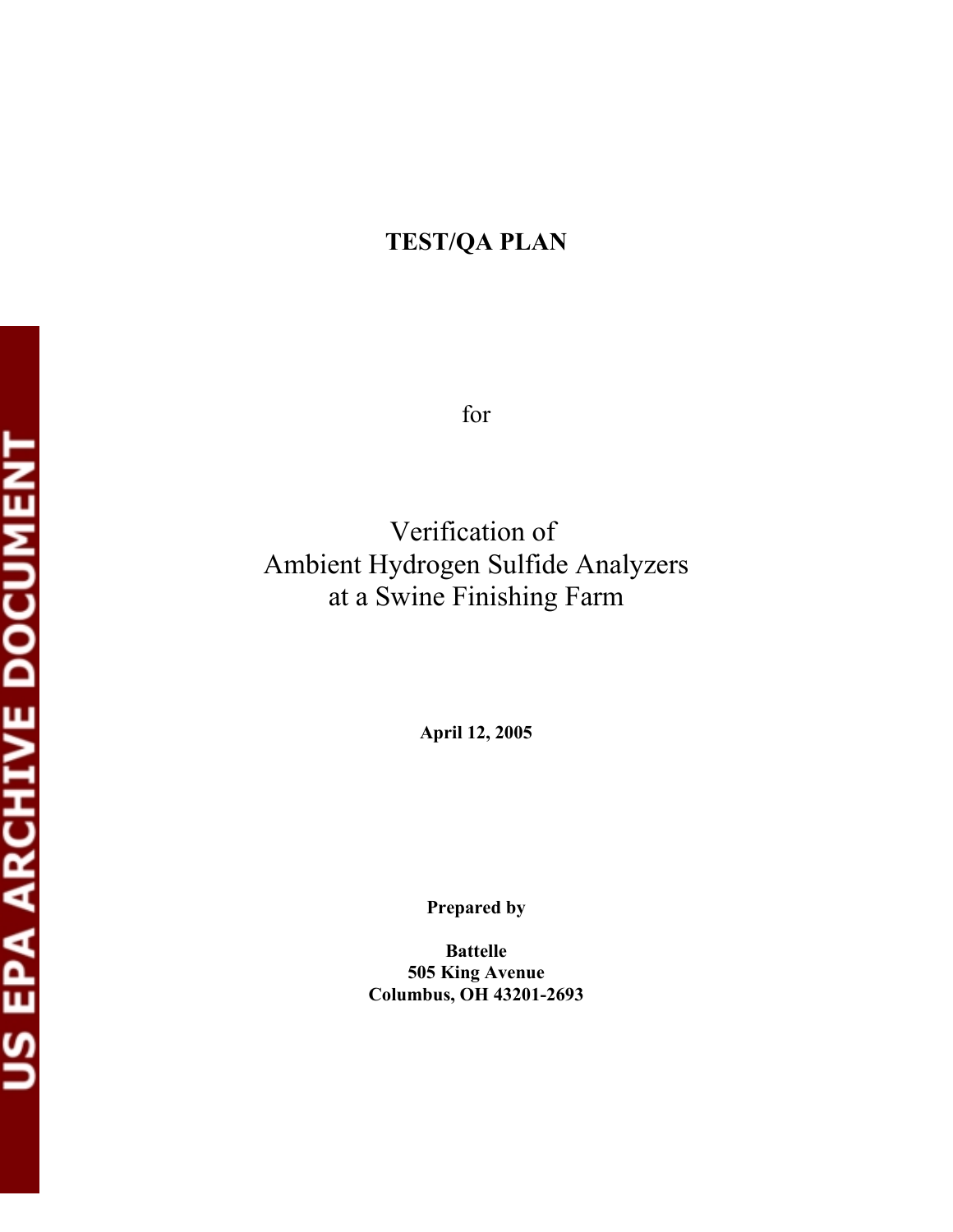**TEST/QA PLAN**

for

Verification of
Ambient Hydrogen Sulfide Analyzers
at a Swine Finishing Farm

**April 12, 2005**

**Prepared by**

**Battelle**
**505 King Avenue**
**Columbus, OH 43201-2693**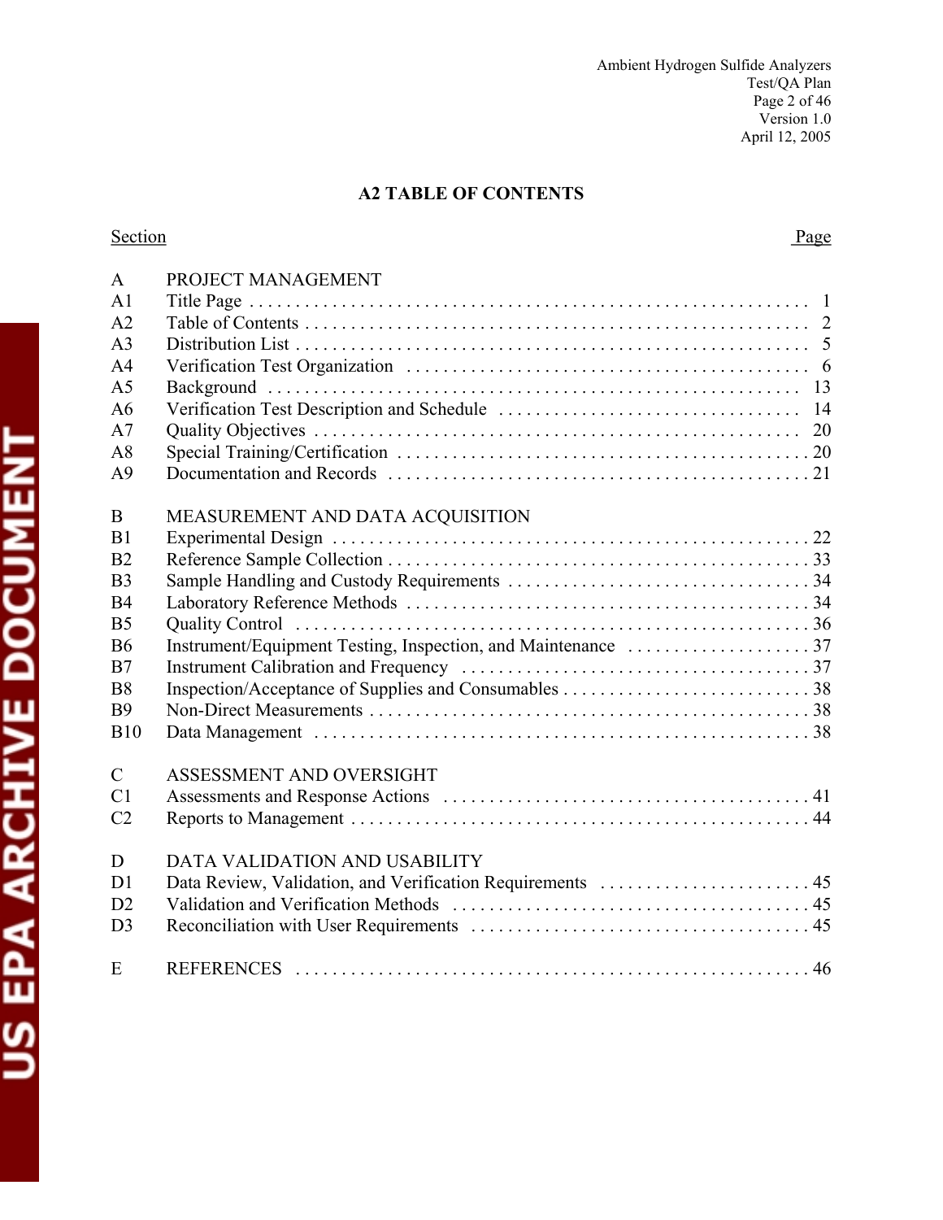## A2 TABLE OF CONTENTS

| Section | | Page |
|---|---|---|
| A | PROJECT MANAGEMENT | |
| A1 | Title Page | 1 |
| A2 | Table of Contents | 2 |
| A3 | Distribution List | 5 |
| A4 | Verification Test Organization | 6 |
| A5 | Background | 13 |
| A6 | Verification Test Description and Schedule | 14 |
| A7 | Quality Objectives | 20 |
| A8 | Special Training/Certification | 20 |
| A9 | Documentation and Records | 21 |
| B | MEASUREMENT AND DATA ACQUISITION | |
| B1 | Experimental Design | 22 |
| B2 | Reference Sample Collection | 33 |
| B3 | Sample Handling and Custody Requirements | 34 |
| B4 | Laboratory Reference Methods | 34 |
| B5 | Quality Control | 36 |
| B6 | Instrument/Equipment Testing, Inspection, and Maintenance | 37 |
| B7 | Instrument Calibration and Frequency | 37 |
| B8 | Inspection/Acceptance of Supplies and Consumables | 38 |
| B9 | Non-Direct Measurements | 38 |
| B10 | Data Management | 38 |
| C | ASSESSMENT AND OVERSIGHT | |
| C1 | Assessments and Response Actions | 41 |
| C2 | Reports to Management | 44 |
| D | DATA VALIDATION AND USABILITY | |
| D1 | Data Review, Validation, and Verification Requirements | 45 |
| D2 | Validation and Verification Methods | 45 |
| D3 | Reconciliation with User Requirements | 45 |
| E | REFERENCES | 46 |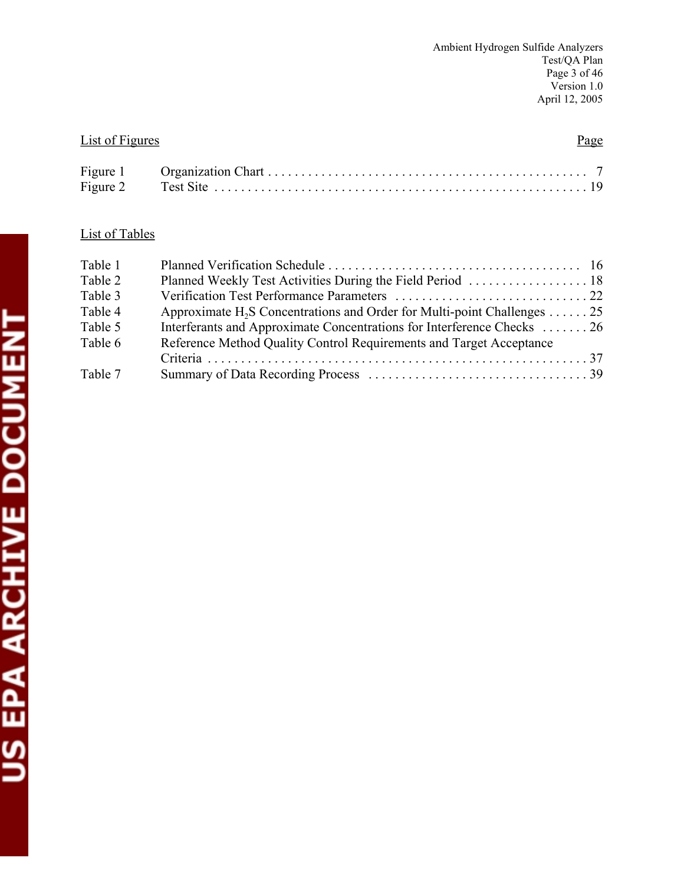## List of Figures

| | | Page |
|---|---|---|
| Figure 1 | Organization Chart | 7 |
| Figure 2 | Test Site | 19 |

## List of Tables

| | | |
|---|---|---|
| Table 1 | Planned Verification Schedule | 16 |
| Table 2 | Planned Weekly Test Activities During the Field Period | 18 |
| Table 3 | Verification Test Performance Parameters | 22 |
| Table 4 | Approximate $H_2S$ Concentrations and Order for Multi-point Challenges | 25 |
| Table 5 | Interferants and Approximate Concentrations for Interference Checks | 26 |
| Table 6 | Reference Method Quality Control Requirements and Target Acceptance Criteria | 37 |
| Table 7 | Summary of Data Recording Process | 39 |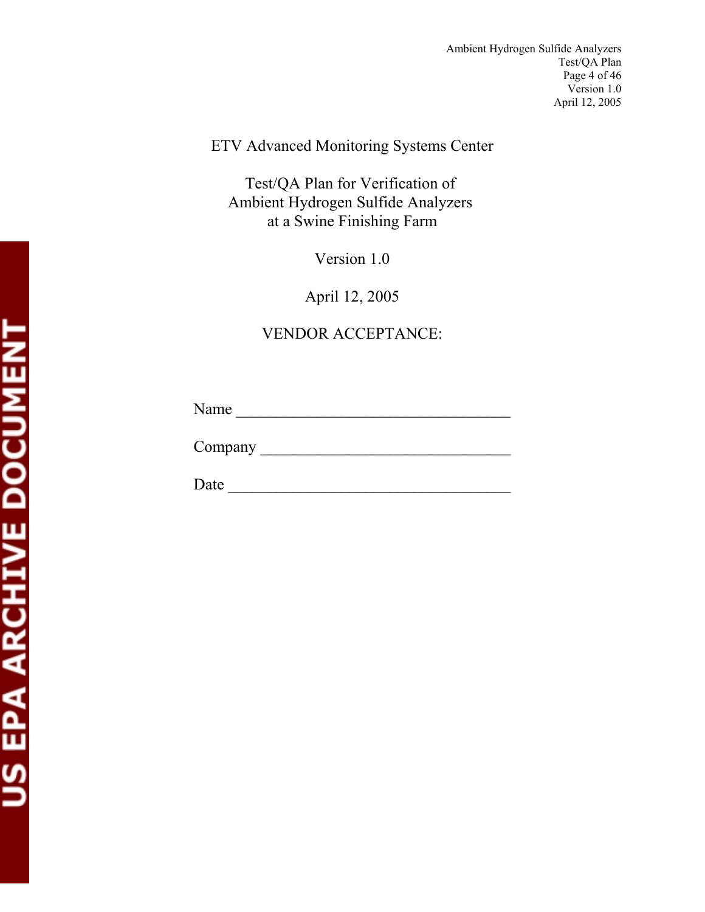ETV Advanced Monitoring Systems Center

Test/QA Plan for Verification of
Ambient Hydrogen Sulfide Analyzers
at a Swine Finishing Farm

Version 1.0

April 12, 2005

VENDOR ACCEPTANCE:

Name ___________________________________

Company ________________________________

Date ____________________________________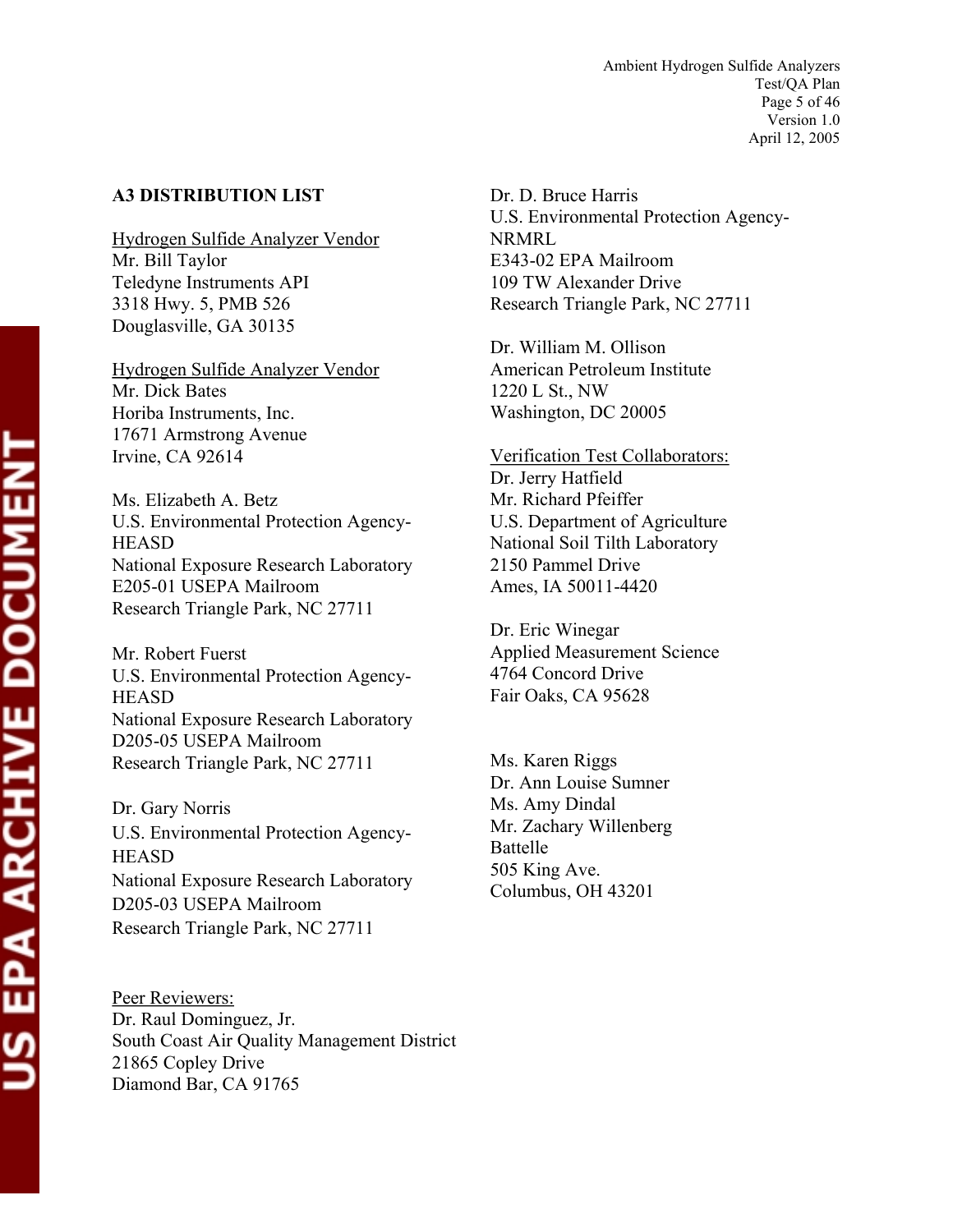## A3 DISTRIBUTION LIST

Hydrogen Sulfide Analyzer Vendor
Mr. Bill Taylor
Teledyne Instruments API
3318 Hwy. 5, PMB 526
Douglasville, GA 30135

Hydrogen Sulfide Analyzer Vendor
Mr. Dick Bates
Horiba Instruments, Inc.
17671 Armstrong Avenue
Irvine, CA 92614

Ms. Elizabeth A. Betz
U.S. Environmental Protection Agency-HEASD
National Exposure Research Laboratory
E205-01 USEPA Mailroom
Research Triangle Park, NC 27711

Mr. Robert Fuerst
U.S. Environmental Protection Agency-HEASD
National Exposure Research Laboratory
D205-05 USEPA Mailroom
Research Triangle Park, NC 27711

Dr. Gary Norris
U.S. Environmental Protection Agency-HEASD
National Exposure Research Laboratory
D205-03 USEPA Mailroom
Research Triangle Park, NC 27711

Peer Reviewers:
Dr. Raul Dominguez, Jr.
South Coast Air Quality Management District
21865 Copley Drive
Diamond Bar, CA 91765

Dr. D. Bruce Harris
U.S. Environmental Protection Agency-NRMRL
E343-02 EPA Mailroom
109 TW Alexander Drive
Research Triangle Park, NC 27711

Dr. William M. Ollison
American Petroleum Institute
1220 L St., NW
Washington, DC 20005

Verification Test Collaborators:
Dr. Jerry Hatfield
Mr. Richard Pfeiffer
U.S. Department of Agriculture
National Soil Tilth Laboratory
2150 Pammel Drive
Ames, IA 50011-4420

Dr. Eric Winegar
Applied Measurement Science
4764 Concord Drive
Fair Oaks, CA 95628

Ms. Karen Riggs
Dr. Ann Louise Sumner
Ms. Amy Dindal
Mr. Zachary Willenberg
Battelle
505 King Ave.
Columbus, OH 43201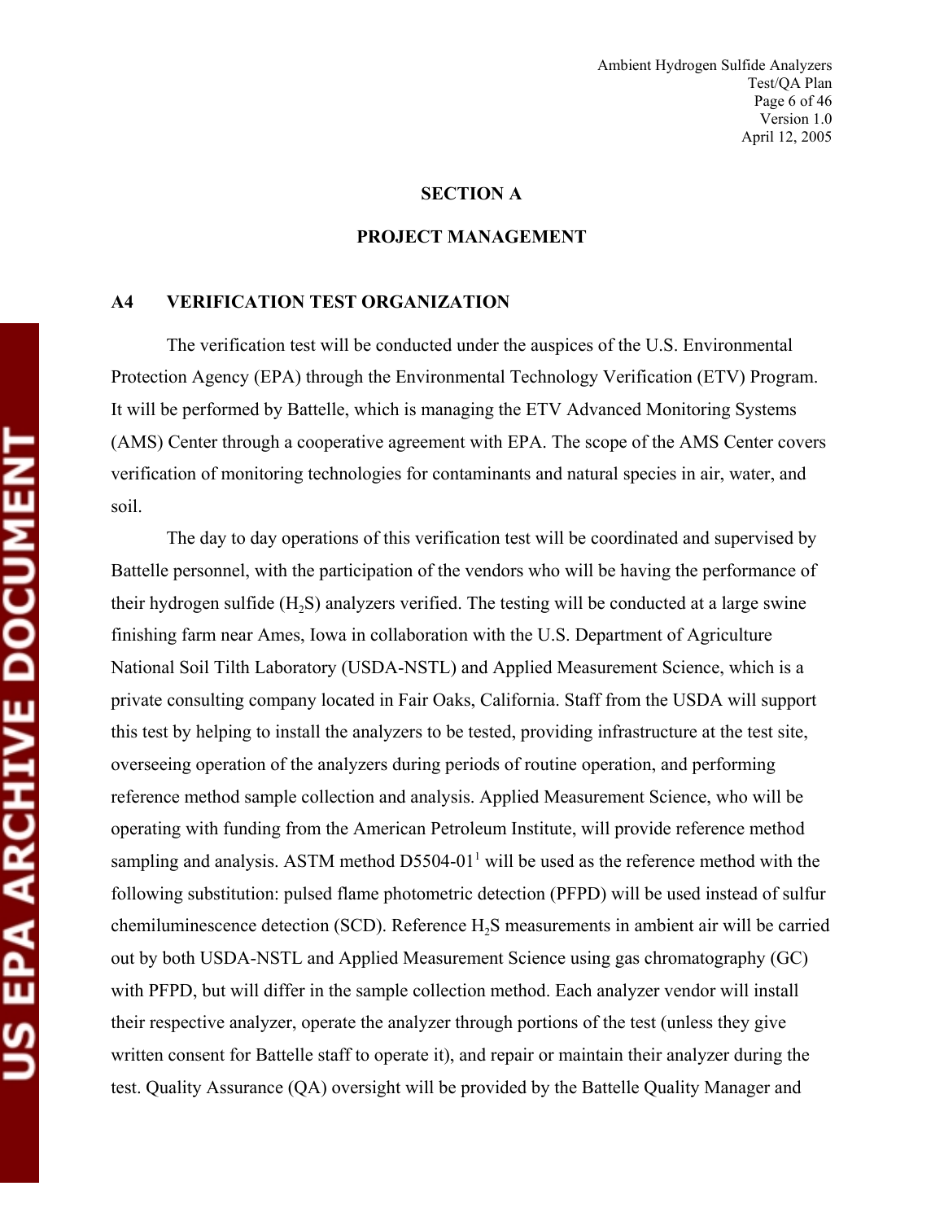## SECTION A

## PROJECT MANAGEMENT

### A4 VERIFICATION TEST ORGANIZATION

The verification test will be conducted under the auspices of the U.S. Environmental Protection Agency (EPA) through the Environmental Technology Verification (ETV) Program. It will be performed by Battelle, which is managing the ETV Advanced Monitoring Systems (AMS) Center through a cooperative agreement with EPA. The scope of the AMS Center covers verification of monitoring technologies for contaminants and natural species in air, water, and soil.

The day to day operations of this verification test will be coordinated and supervised by Battelle personnel, with the participation of the vendors who will be having the performance of their hydrogen sulfide ($H_2S$) analyzers verified. The testing will be conducted at a large swine finishing farm near Ames, Iowa in collaboration with the U.S. Department of Agriculture National Soil Tilth Laboratory (USDA-NSTL) and Applied Measurement Science, which is a private consulting company located in Fair Oaks, California. Staff from the USDA will support this test by helping to install the analyzers to be tested, providing infrastructure at the test site, overseeing operation of the analyzers during periods of routine operation, and performing reference method sample collection and analysis. Applied Measurement Science, who will be operating with funding from the American Petroleum Institute, will provide reference method sampling and analysis. ASTM method D5504-01[1] will be used as the reference method with the following substitution: pulsed flame photometric detection (PFPD) will be used instead of sulfur chemiluminescence detection (SCD). Reference $H_2S$ measurements in ambient air will be carried out by both USDA-NSTL and Applied Measurement Science using gas chromatography (GC) with PFPD, but will differ in the sample collection method. Each analyzer vendor will install their respective analyzer, operate the analyzer through portions of the test (unless they give written consent for Battelle staff to operate it), and repair or maintain their analyzer during the test. Quality Assurance (QA) oversight will be provided by the Battelle Quality Manager and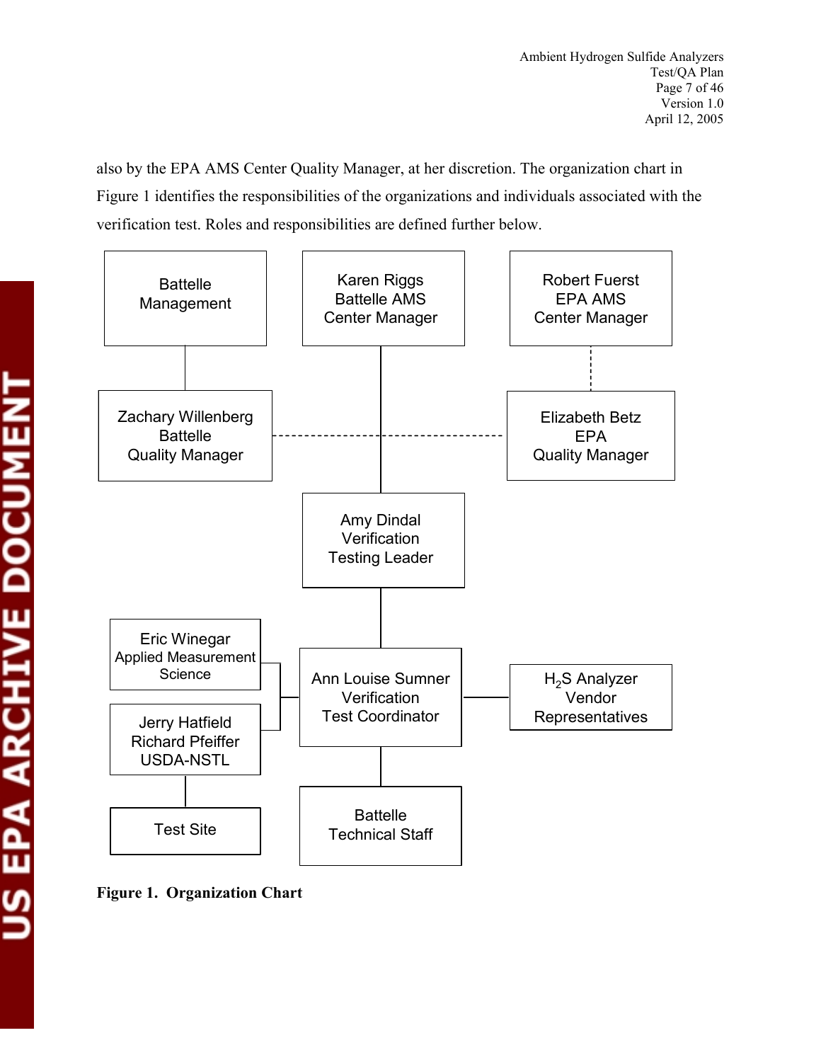also by the EPA AMS Center Quality Manager, at her discretion. The organization chart in Figure 1 identifies the responsibilities of the organizations and individuals associated with the verification test. Roles and responsibilities are defined further below.

Battelle Management

Karen Riggs
Battelle AMS
Center Manager

Robert Fuerst
EPA AMS
Center Manager

Zachary Willenberg
Battelle
Quality Manager

Elizabeth Betz
EPA
Quality Manager

Amy Dindal
Verification
Testing Leader

Eric Winegar
Applied Measurement
Science

Ann Louise Sumner
Verification
Test Coordinator

$H_2S$ Analyzer
Vendor
Representatives

Jerry Hatfield
Richard Pfeiffer
USDA-NSTL

Test Site

Battelle
Technical Staff

**Figure 1. Organization Chart**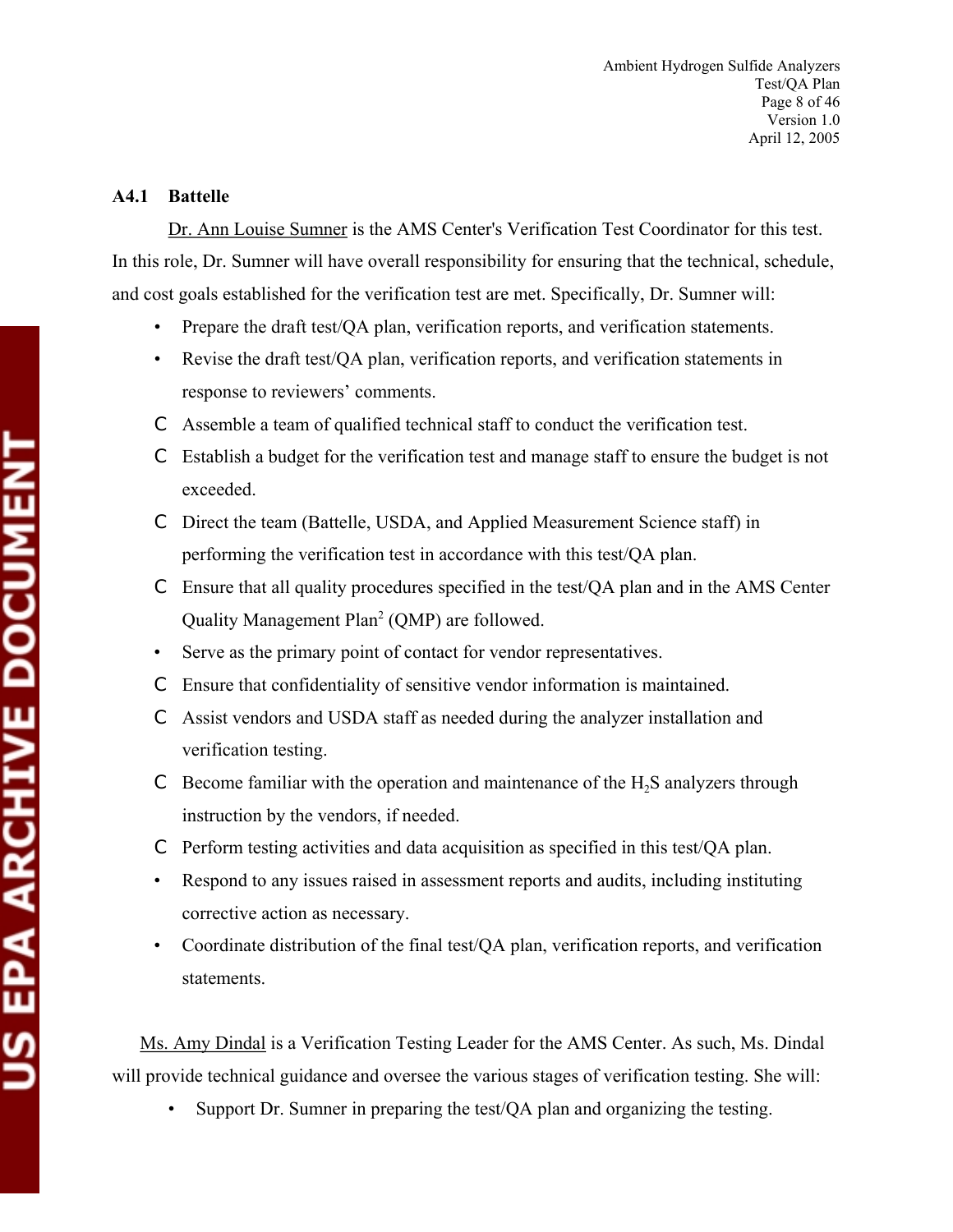### A4.1 Battelle

Dr. Ann Louise Sumner is the AMS Center's Verification Test Coordinator for this test. In this role, Dr. Sumner will have overall responsibility for ensuring that the technical, schedule, and cost goals established for the verification test are met. Specifically, Dr. Sumner will:

- Prepare the draft test/QA plan, verification reports, and verification statements.
- Revise the draft test/QA plan, verification reports, and verification statements in response to reviewers' comments.
- Assemble a team of qualified technical staff to conduct the verification test.
- Establish a budget for the verification test and manage staff to ensure the budget is not exceeded.
- Direct the team (Battelle, USDA, and Applied Measurement Science staff) in performing the verification test in accordance with this test/QA plan.
- Ensure that all quality procedures specified in the test/QA plan and in the AMS Center Quality Management Plan[2] (QMP) are followed.
- Serve as the primary point of contact for vendor representatives.
- Ensure that confidentiality of sensitive vendor information is maintained.
- Assist vendors and USDA staff as needed during the analyzer installation and verification testing.
- Become familiar with the operation and maintenance of the $H_2S$ analyzers through instruction by the vendors, if needed.
- Perform testing activities and data acquisition as specified in this test/QA plan.
- Respond to any issues raised in assessment reports and audits, including instituting corrective action as necessary.
- Coordinate distribution of the final test/QA plan, verification reports, and verification statements.

Ms. Amy Dindal is a Verification Testing Leader for the AMS Center. As such, Ms. Dindal will provide technical guidance and oversee the various stages of verification testing. She will:

- Support Dr. Sumner in preparing the test/QA plan and organizing the testing.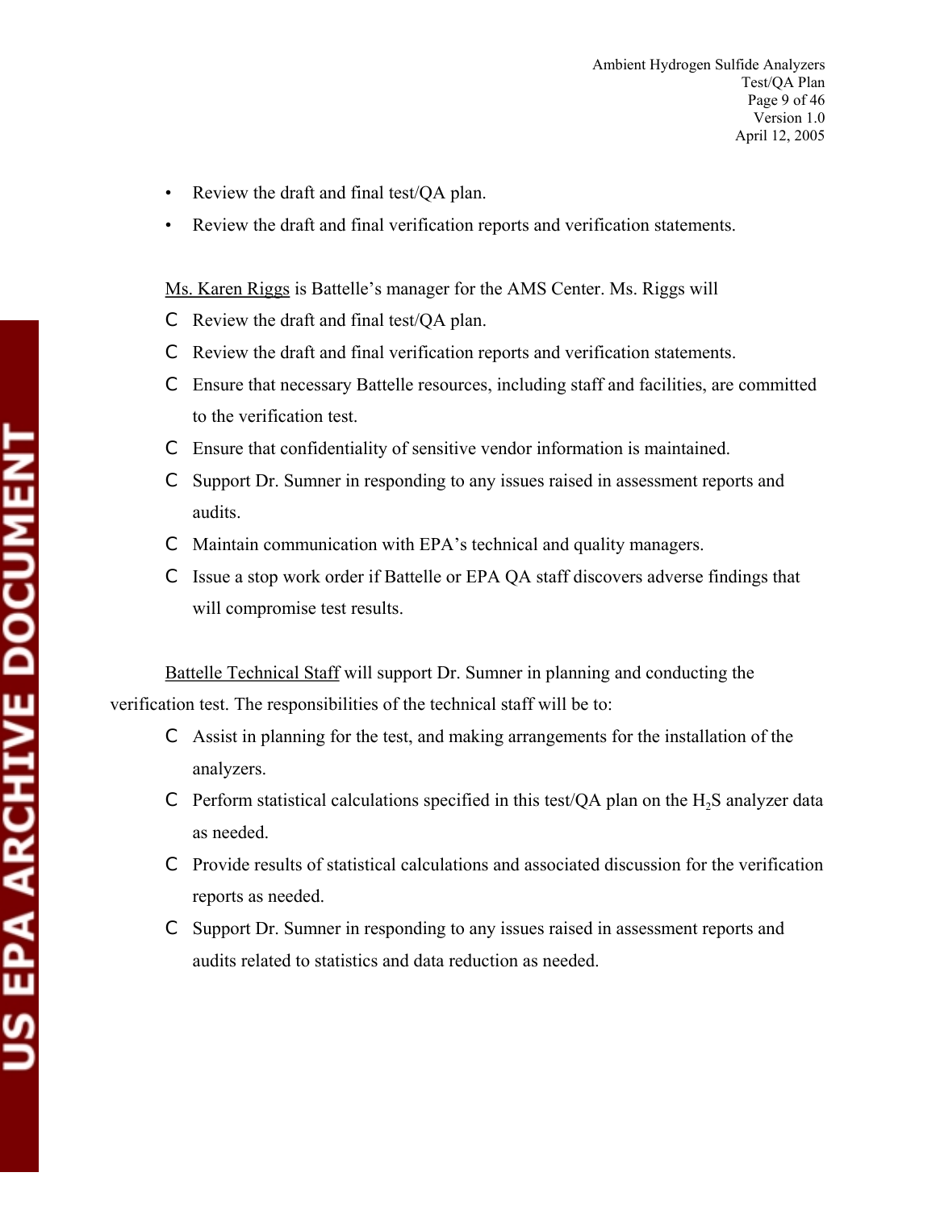- Review the draft and final test/QA plan.
- Review the draft and final verification reports and verification statements.

Ms. Karen Riggs is Battelle's manager for the AMS Center. Ms. Riggs will

- Review the draft and final test/QA plan.
- Review the draft and final verification reports and verification statements.
- Ensure that necessary Battelle resources, including staff and facilities, are committed to the verification test.
- Ensure that confidentiality of sensitive vendor information is maintained.
- Support Dr. Sumner in responding to any issues raised in assessment reports and audits.
- Maintain communication with EPA's technical and quality managers.
- Issue a stop work order if Battelle or EPA QA staff discovers adverse findings that will compromise test results.

Battelle Technical Staff will support Dr. Sumner in planning and conducting the verification test. The responsibilities of the technical staff will be to:

- Assist in planning for the test, and making arrangements for the installation of the analyzers.
- Perform statistical calculations specified in this test/QA plan on the $H_2S$ analyzer data as needed.
- Provide results of statistical calculations and associated discussion for the verification reports as needed.
- Support Dr. Sumner in responding to any issues raised in assessment reports and audits related to statistics and data reduction as needed.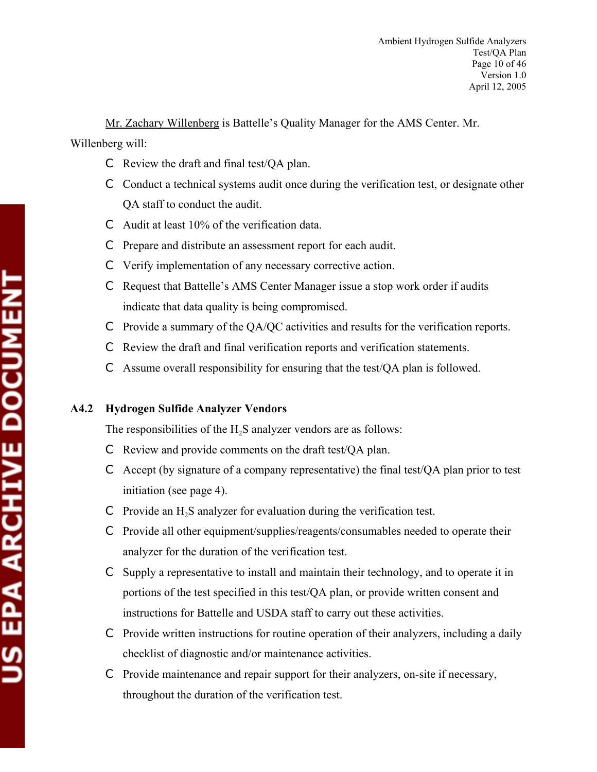Mr. Zachary Willenberg is Battelle's Quality Manager for the AMS Center. Mr. Willenberg will:

- Review the draft and final test/QA plan.
- Conduct a technical systems audit once during the verification test, or designate other QA staff to conduct the audit.
- Audit at least 10% of the verification data.
- Prepare and distribute an assessment report for each audit.
- Verify implementation of any necessary corrective action.
- Request that Battelle's AMS Center Manager issue a stop work order if audits indicate that data quality is being compromised.
- Provide a summary of the QA/QC activities and results for the verification reports.
- Review the draft and final verification reports and verification statements.
- Assume overall responsibility for ensuring that the test/QA plan is followed.

### A4.2 Hydrogen Sulfide Analyzer Vendors

The responsibilities of the $H_2S$ analyzer vendors are as follows:

- Review and provide comments on the draft test/QA plan.
- Accept (by signature of a company representative) the final test/QA plan prior to test initiation (see page 4).
- Provide an $H_2S$ analyzer for evaluation during the verification test.
- Provide all other equipment/supplies/reagents/consumables needed to operate their analyzer for the duration of the verification test.
- Supply a representative to install and maintain their technology, and to operate it in portions of the test specified in this test/QA plan, or provide written consent and instructions for Battelle and USDA staff to carry out these activities.
- Provide written instructions for routine operation of their analyzers, including a daily checklist of diagnostic and/or maintenance activities.
- Provide maintenance and repair support for their analyzers, on-site if necessary, throughout the duration of the verification test.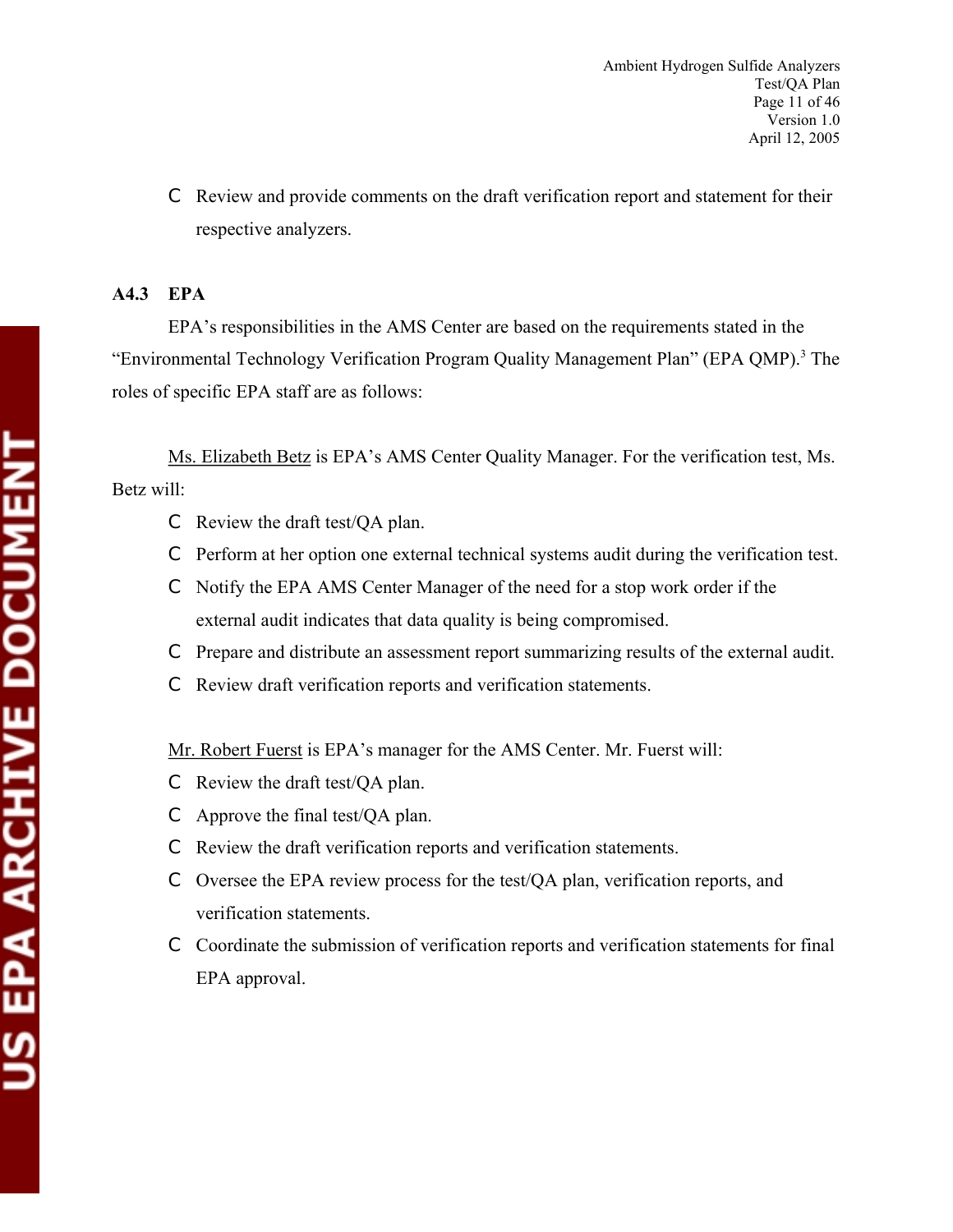- Review and provide comments on the draft verification report and statement for their respective analyzers.

### A4.3 EPA

EPA's responsibilities in the AMS Center are based on the requirements stated in the "Environmental Technology Verification Program Quality Management Plan" (EPA QMP).[3] The roles of specific EPA staff are as follows:

Ms. Elizabeth Betz is EPA's AMS Center Quality Manager. For the verification test, Ms. Betz will:

- Review the draft test/QA plan.
- Perform at her option one external technical systems audit during the verification test.
- Notify the EPA AMS Center Manager of the need for a stop work order if the external audit indicates that data quality is being compromised.
- Prepare and distribute an assessment report summarizing results of the external audit.
- Review draft verification reports and verification statements.

Mr. Robert Fuerst is EPA's manager for the AMS Center. Mr. Fuerst will:

- Review the draft test/QA plan.
- Approve the final test/QA plan.
- Review the draft verification reports and verification statements.
- Oversee the EPA review process for the test/QA plan, verification reports, and verification statements.
- Coordinate the submission of verification reports and verification statements for final EPA approval.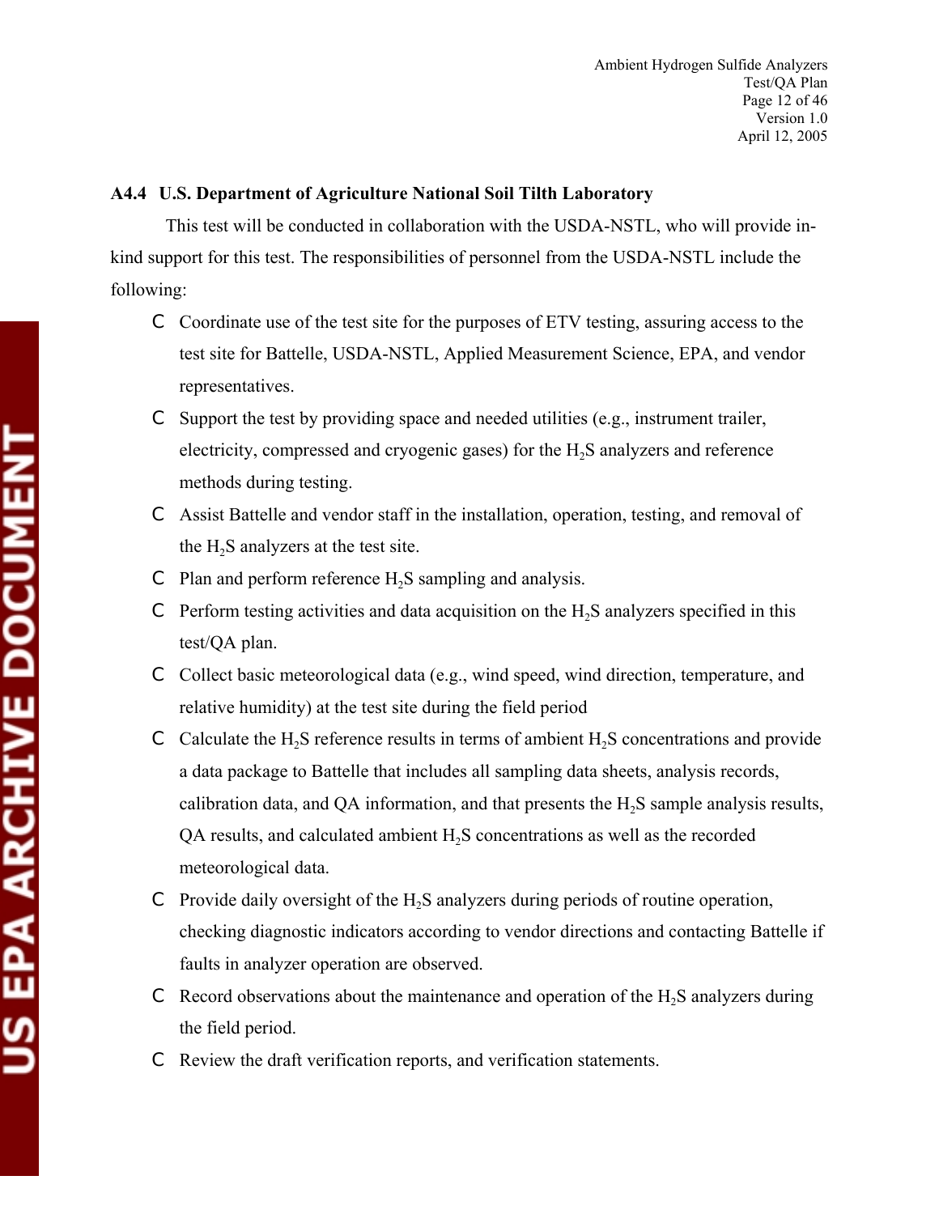### A4.4 U.S. Department of Agriculture National Soil Tilth Laboratory

This test will be conducted in collaboration with the USDA-NSTL, who will provide in-kind support for this test. The responsibilities of personnel from the USDA-NSTL include the following:

- Coordinate use of the test site for the purposes of ETV testing, assuring access to the test site for Battelle, USDA-NSTL, Applied Measurement Science, EPA, and vendor representatives.
- Support the test by providing space and needed utilities (e.g., instrument trailer, electricity, compressed and cryogenic gases) for the $H_2S$ analyzers and reference methods during testing.
- Assist Battelle and vendor staff in the installation, operation, testing, and removal of the $H_2S$ analyzers at the test site.
- Plan and perform reference $H_2S$ sampling and analysis.
- Perform testing activities and data acquisition on the $H_2S$ analyzers specified in this test/QA plan.
- Collect basic meteorological data (e.g., wind speed, wind direction, temperature, and relative humidity) at the test site during the field period
- Calculate the $H_2S$ reference results in terms of ambient $H_2S$ concentrations and provide a data package to Battelle that includes all sampling data sheets, analysis records, calibration data, and QA information, and that presents the $H_2S$ sample analysis results, QA results, and calculated ambient $H_2S$ concentrations as well as the recorded meteorological data.
- Provide daily oversight of the $H_2S$ analyzers during periods of routine operation, checking diagnostic indicators according to vendor directions and contacting Battelle if faults in analyzer operation are observed.
- Record observations about the maintenance and operation of the $H_2S$ analyzers during the field period.
- Review the draft verification reports, and verification statements.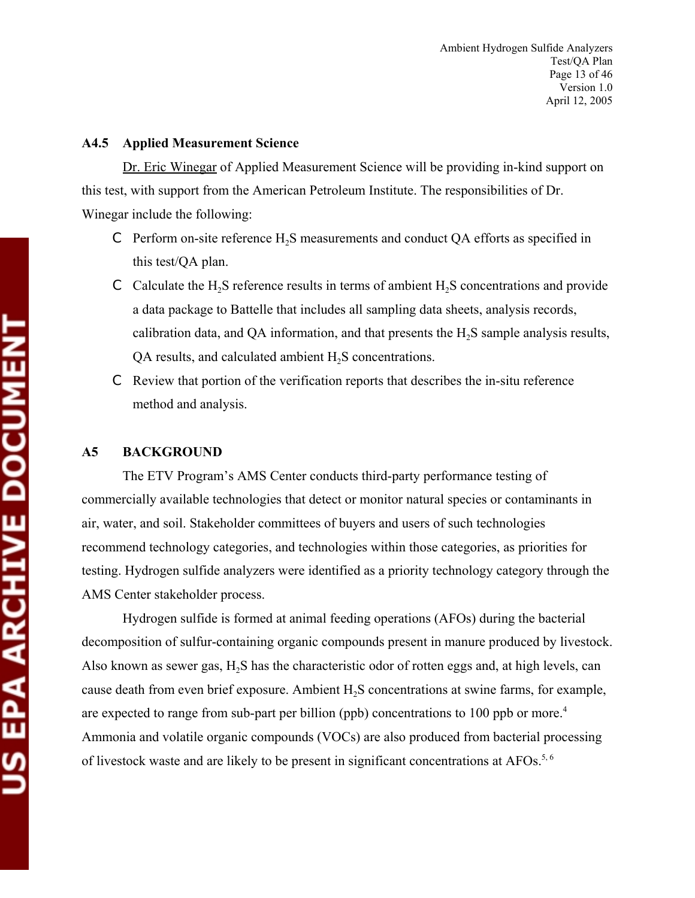### A4.5 Applied Measurement Science

Dr. Eric Winegar of Applied Measurement Science will be providing in-kind support on this test, with support from the American Petroleum Institute. The responsibilities of Dr. Winegar include the following:

- Perform on-site reference $H_2S$ measurements and conduct QA efforts as specified in this test/QA plan.
- Calculate the $H_2S$ reference results in terms of ambient $H_2S$ concentrations and provide a data package to Battelle that includes all sampling data sheets, analysis records, calibration data, and QA information, and that presents the $H_2S$ sample analysis results, QA results, and calculated ambient $H_2S$ concentrations.
- Review that portion of the verification reports that describes the in-situ reference method and analysis.

## A5 BACKGROUND

The ETV Program's AMS Center conducts third-party performance testing of commercially available technologies that detect or monitor natural species or contaminants in air, water, and soil. Stakeholder committees of buyers and users of such technologies recommend technology categories, and technologies within those categories, as priorities for testing. Hydrogen sulfide analyzers were identified as a priority technology category through the AMS Center stakeholder process.

Hydrogen sulfide is formed at animal feeding operations (AFOs) during the bacterial decomposition of sulfur-containing organic compounds present in manure produced by livestock. Also known as sewer gas, $H_2S$ has the characteristic odor of rotten eggs and, at high levels, can cause death from even brief exposure. Ambient $H_2S$ concentrations at swine farms, for example, are expected to range from sub-part per billion (ppb) concentrations to 100 ppb or more.[4] Ammonia and volatile organic compounds (VOCs) are also produced from bacterial processing of livestock waste and are likely to be present in significant concentrations at AFOs.[5, 6]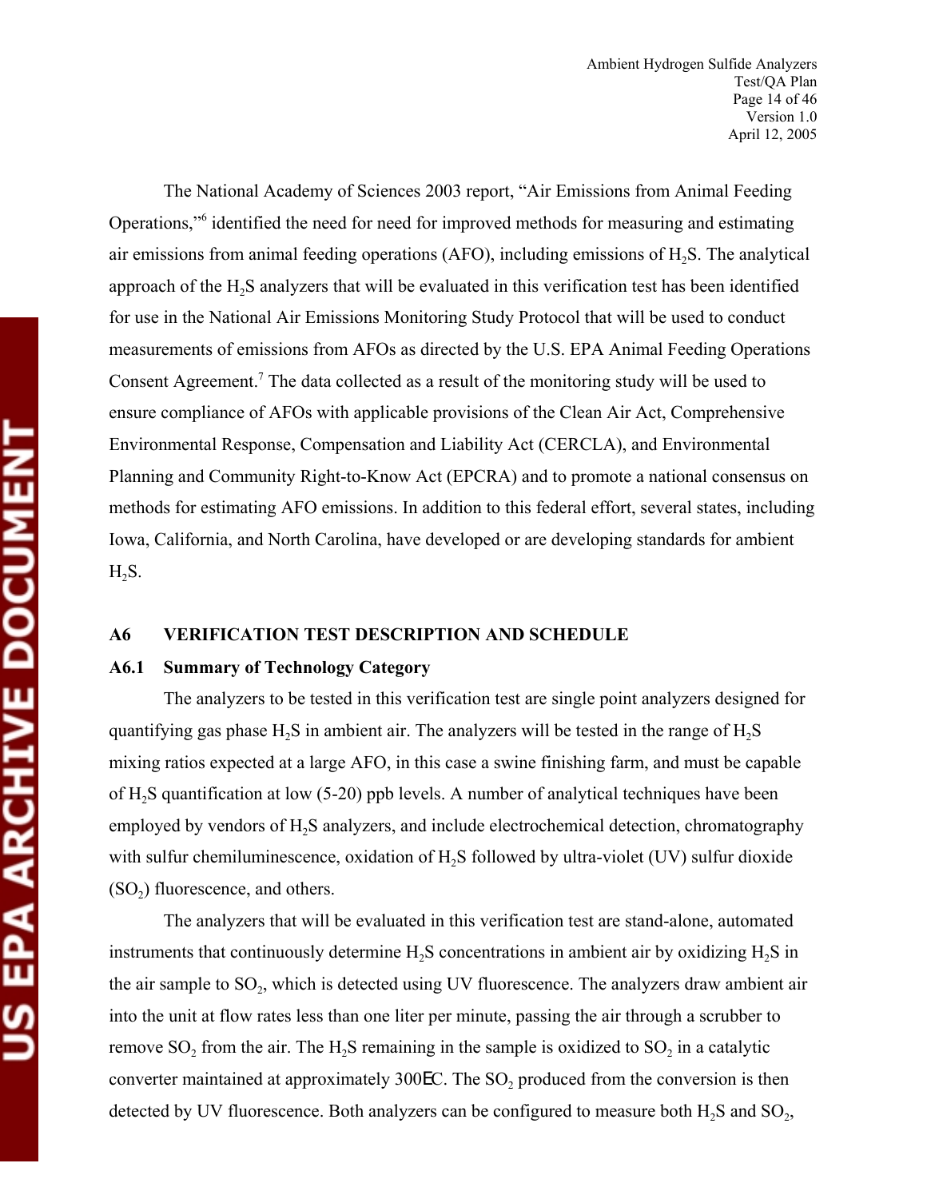The National Academy of Sciences 2003 report, "Air Emissions from Animal Feeding Operations,"[6] identified the need for need for improved methods for measuring and estimating air emissions from animal feeding operations (AFO), including emissions of $H_2S$. The analytical approach of the $H_2S$ analyzers that will be evaluated in this verification test has been identified for use in the National Air Emissions Monitoring Study Protocol that will be used to conduct measurements of emissions from AFOs as directed by the U.S. EPA Animal Feeding Operations Consent Agreement.[7] The data collected as a result of the monitoring study will be used to ensure compliance of AFOs with applicable provisions of the Clean Air Act, Comprehensive Environmental Response, Compensation and Liability Act (CERCLA), and Environmental Planning and Community Right-to-Know Act (EPCRA) and to promote a national consensus on methods for estimating AFO emissions. In addition to this federal effort, several states, including Iowa, California, and North Carolina, have developed or are developing standards for ambient $H_2S$.

## A6 VERIFICATION TEST DESCRIPTION AND SCHEDULE

### A6.1 Summary of Technology Category

The analyzers to be tested in this verification test are single point analyzers designed for quantifying gas phase $H_2S$ in ambient air. The analyzers will be tested in the range of $H_2S$ mixing ratios expected at a large AFO, in this case a swine finishing farm, and must be capable of $H_2S$ quantification at low (5-20) ppb levels. A number of analytical techniques have been employed by vendors of $H_2S$ analyzers, and include electrochemical detection, chromatography with sulfur chemiluminescence, oxidation of $H_2S$ followed by ultra-violet (UV) sulfur dioxide ($SO_2$) fluorescence, and others.

The analyzers that will be evaluated in this verification test are stand-alone, automated instruments that continuously determine $H_2S$ concentrations in ambient air by oxidizing $H_2S$ in the air sample to $SO_2$, which is detected using UV fluorescence. The analyzers draw ambient air into the unit at flow rates less than one liter per minute, passing the air through a scrubber to remove $SO_2$ from the air. The $H_2S$ remaining in the sample is oxidized to $SO_2$ in a catalytic converter maintained at approximately 300°C. The $SO_2$ produced from the conversion is then detected by UV fluorescence. Both analyzers can be configured to measure both $H_2S$ and $SO_2$,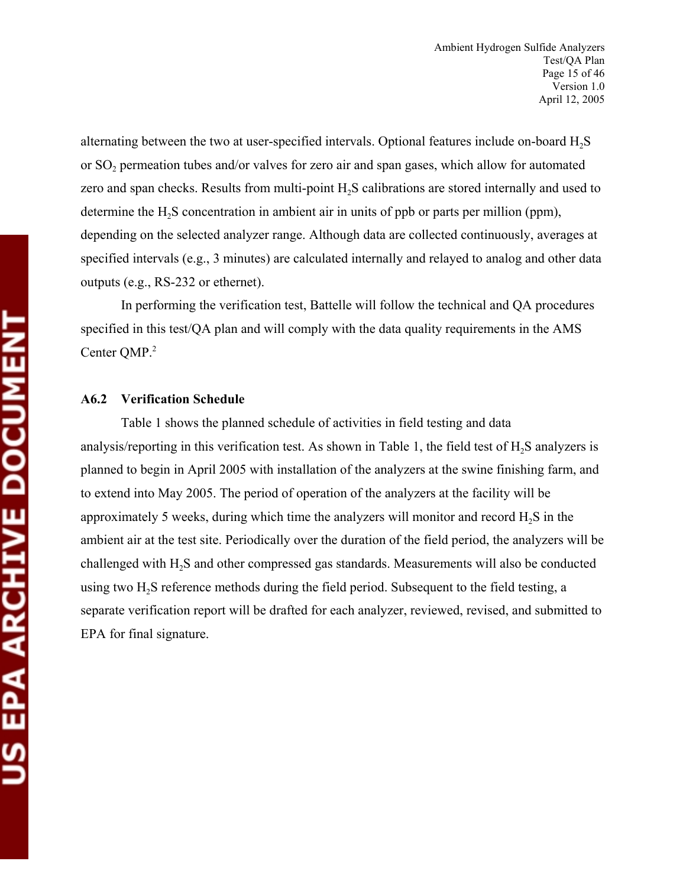alternating between the two at user-specified intervals. Optional features include on-board $H_2S$ or $SO_2$ permeation tubes and/or valves for zero air and span gases, which allow for automated zero and span checks. Results from multi-point $H_2S$ calibrations are stored internally and used to determine the $H_2S$ concentration in ambient air in units of ppb or parts per million (ppm), depending on the selected analyzer range. Although data are collected continuously, averages at specified intervals (e.g., 3 minutes) are calculated internally and relayed to analog and other data outputs (e.g., RS-232 or ethernet).

In performing the verification test, Battelle will follow the technical and QA procedures specified in this test/QA plan and will comply with the data quality requirements in the AMS Center QMP.[2]

### A6.2 Verification Schedule

Table 1 shows the planned schedule of activities in field testing and data analysis/reporting in this verification test. As shown in Table 1, the field test of $H_2S$ analyzers is planned to begin in April 2005 with installation of the analyzers at the swine finishing farm, and to extend into May 2005. The period of operation of the analyzers at the facility will be approximately 5 weeks, during which time the analyzers will monitor and record $H_2S$ in the ambient air at the test site. Periodically over the duration of the field period, the analyzers will be challenged with $H_2S$ and other compressed gas standards. Measurements will also be conducted using two $H_2S$ reference methods during the field period. Subsequent to the field testing, a separate verification report will be drafted for each analyzer, reviewed, revised, and submitted to EPA for final signature.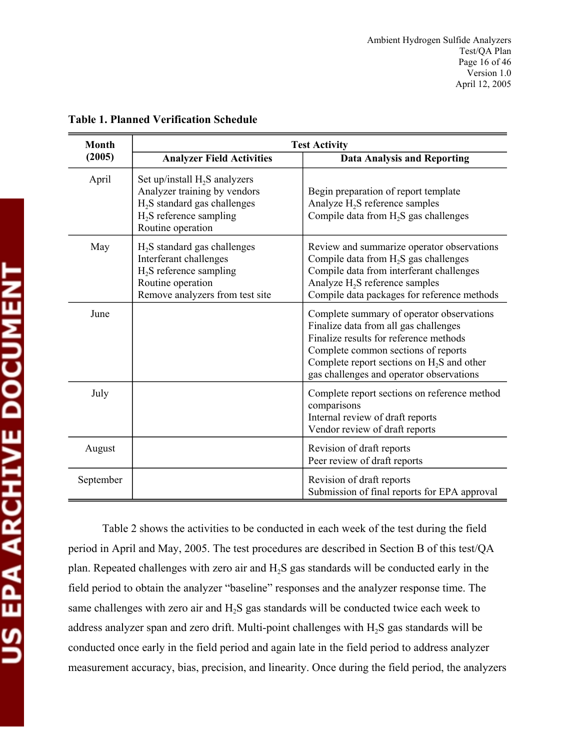**Table 1. Planned Verification Schedule**

| Month (2005) | Test Activity | |
|---|---|---|
| | **Analyzer Field Activities** | **Data Analysis and Reporting** |
| April | Set up/install $H_2S$ analyzers<br>Analyzer training by vendors<br>$H_2S$ standard gas challenges<br>$H_2S$ reference sampling<br>Routine operation | Begin preparation of report template<br>Analyze $H_2S$ reference samples<br>Compile data from $H_2S$ gas challenges |
| May | $H_2S$ standard gas challenges<br>Interferant challenges<br>$H_2S$ reference sampling<br>Routine operation<br>Remove analyzers from test site | Review and summarize operator observations<br>Compile data from $H_2S$ gas challenges<br>Compile data from interferant challenges<br>Analyze $H_2S$ reference samples<br>Compile data packages for reference methods |
| June | | Complete summary of operator observations<br>Finalize data from all gas challenges<br>Finalize results for reference methods<br>Complete common sections of reports<br>Complete report sections on $H_2S$ and other gas challenges and operator observations |
| July | | Complete report sections on reference method comparisons<br>Internal review of draft reports<br>Vendor review of draft reports |
| August | | Revision of draft reports<br>Peer review of draft reports |
| September | | Revision of draft reports<br>Submission of final reports for EPA approval |

Table 2 shows the activities to be conducted in each week of the test during the field period in April and May, 2005. The test procedures are described in Section B of this test/QA plan. Repeated challenges with zero air and $H_2S$ gas standards will be conducted early in the field period to obtain the analyzer "baseline" responses and the analyzer response time. The same challenges with zero air and $H_2S$ gas standards will be conducted twice each week to address analyzer span and zero drift. Multi-point challenges with $H_2S$ gas standards will be conducted once early in the field period and again late in the field period to address analyzer measurement accuracy, bias, precision, and linearity. Once during the field period, the analyzers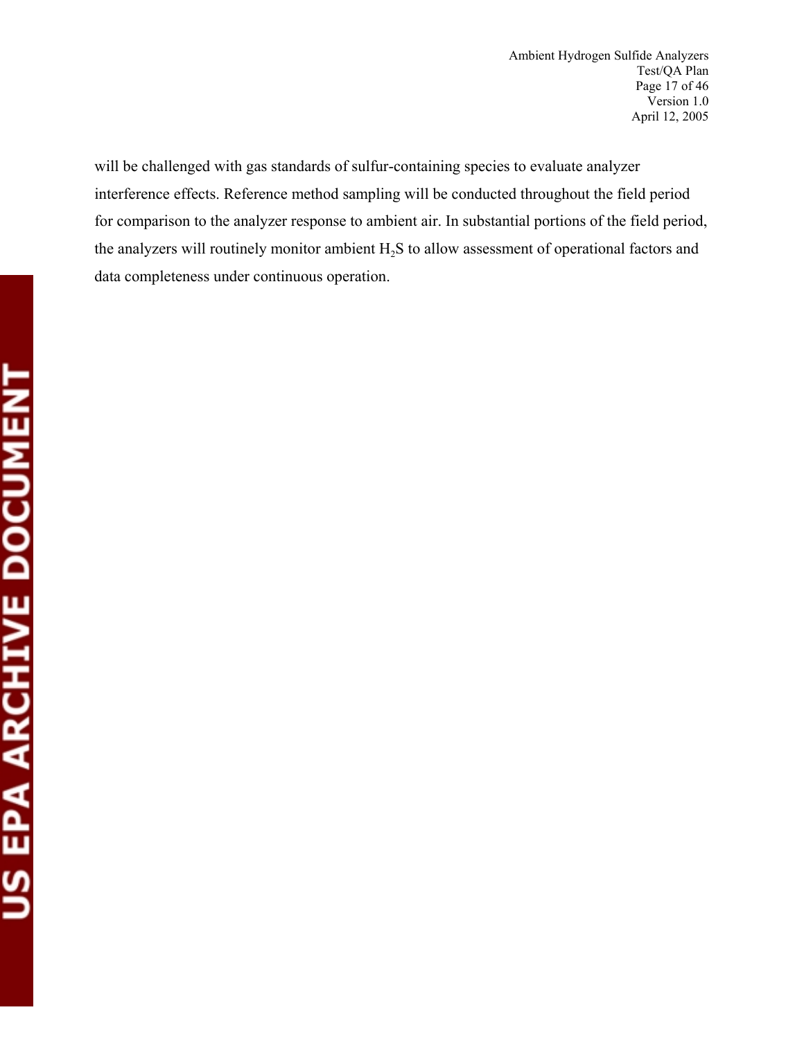will be challenged with gas standards of sulfur-containing species to evaluate analyzer interference effects. Reference method sampling will be conducted throughout the field period for comparison to the analyzer response to ambient air. In substantial portions of the field period, the analyzers will routinely monitor ambient $H_2S$ to allow assessment of operational factors and data completeness under continuous operation.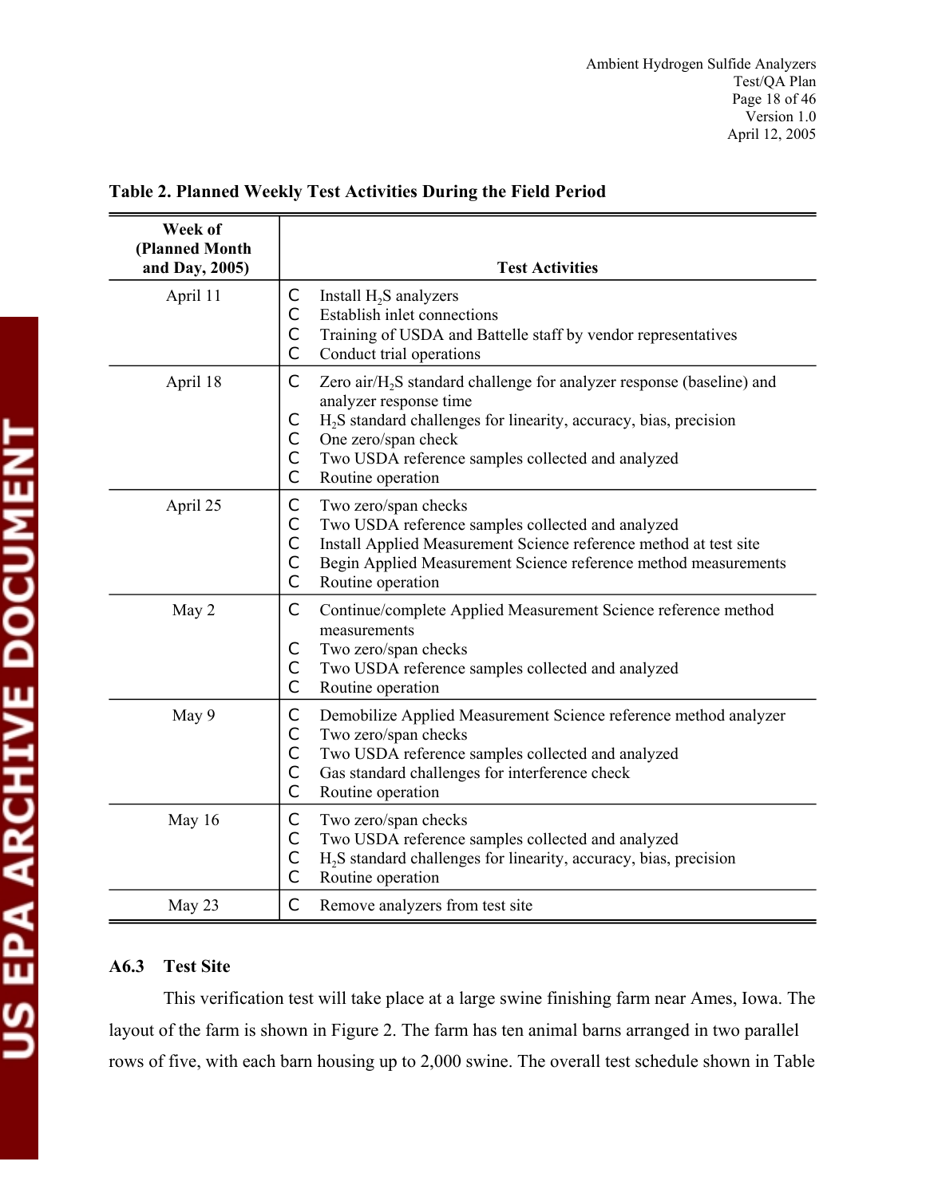**Table 2. Planned Weekly Test Activities During the Field Period**

| Week of (Planned Month and Day, 2005) | Test Activities |
|---|---|
| April 11 | C Install $H_2S$ analyzers<br>C Establish inlet connections<br>C Training of USDA and Battelle staff by vendor representatives<br>C Conduct trial operations |
| April 18 | C Zero air/$H_2S$ standard challenge for analyzer response (baseline) and analyzer response time<br>C $H_2S$ standard challenges for linearity, accuracy, bias, precision<br>C One zero/span check<br>C Two USDA reference samples collected and analyzed<br>C Routine operation |
| April 25 | C Two zero/span checks<br>C Two USDA reference samples collected and analyzed<br>C Install Applied Measurement Science reference method at test site<br>C Begin Applied Measurement Science reference method measurements<br>C Routine operation |
| May 2 | C Continue/complete Applied Measurement Science reference method measurements<br>C Two zero/span checks<br>C Two USDA reference samples collected and analyzed<br>C Routine operation |
| May 9 | C Demobilize Applied Measurement Science reference method analyzer<br>C Two zero/span checks<br>C Two USDA reference samples collected and analyzed<br>C Gas standard challenges for interference check<br>C Routine operation |
| May 16 | C Two zero/span checks<br>C Two USDA reference samples collected and analyzed<br>C $H_2S$ standard challenges for linearity, accuracy, bias, precision<br>C Routine operation |
| May 23 | C Remove analyzers from test site |

### A6.3 Test Site

This verification test will take place at a large swine finishing farm near Ames, Iowa. The layout of the farm is shown in Figure 2. The farm has ten animal barns arranged in two parallel rows of five, with each barn housing up to 2,000 swine. The overall test schedule shown in Table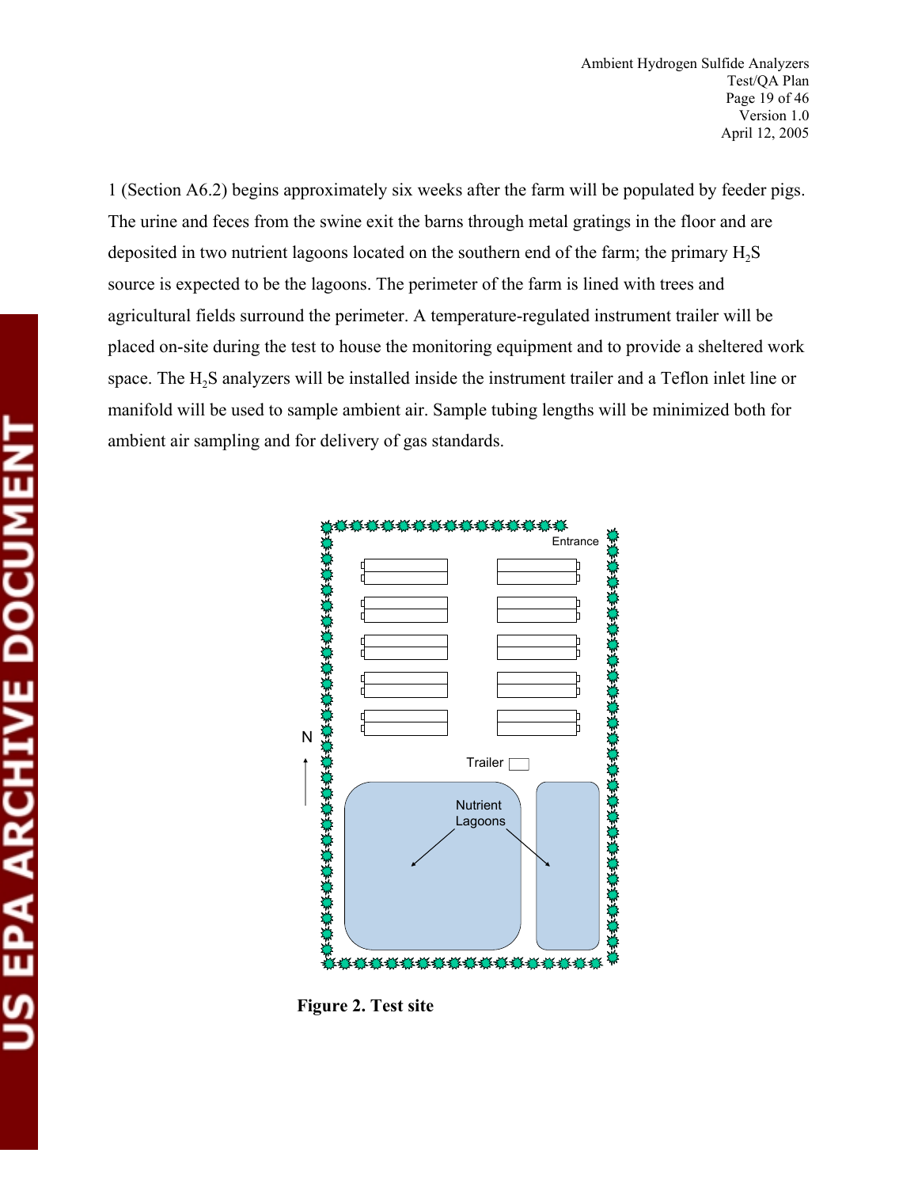1 (Section A6.2) begins approximately six weeks after the farm will be populated by feeder pigs. The urine and feces from the swine exit the barns through metal gratings in the floor and are deposited in two nutrient lagoons located on the southern end of the farm; the primary $H_2S$ source is expected to be the lagoons. The perimeter of the farm is lined with trees and agricultural fields surround the perimeter. A temperature-regulated instrument trailer will be placed on-site during the test to house the monitoring equipment and to provide a sheltered work space. The $H_2S$ analyzers will be installed inside the instrument trailer and a Teflon inlet line or manifold will be used to sample ambient air. Sample tubing lengths will be minimized both for ambient air sampling and for delivery of gas standards.

**Figure 2. Test site**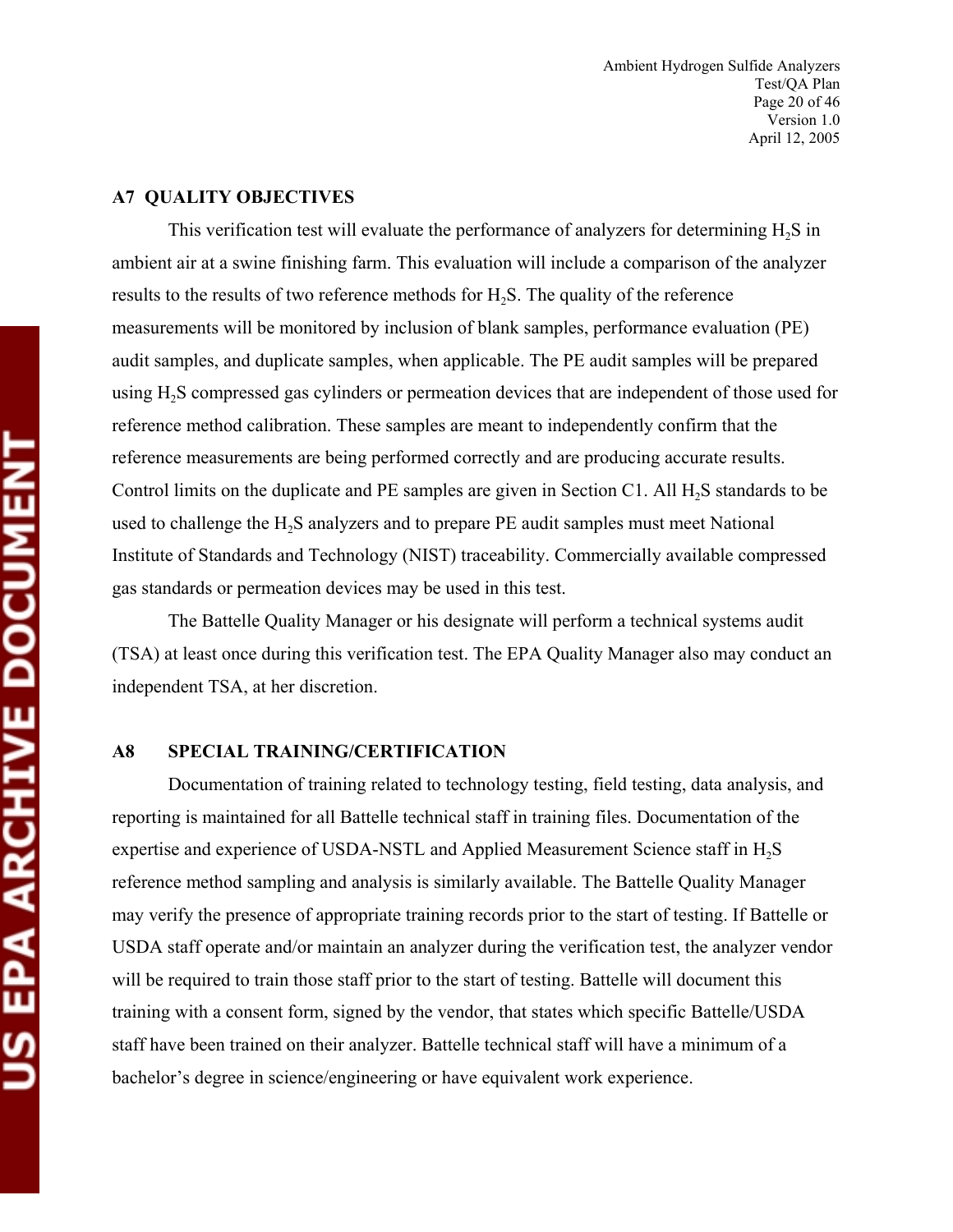## A7 QUALITY OBJECTIVES

This verification test will evaluate the performance of analyzers for determining $H_2S$ in ambient air at a swine finishing farm. This evaluation will include a comparison of the analyzer results to the results of two reference methods for $H_2S$. The quality of the reference measurements will be monitored by inclusion of blank samples, performance evaluation (PE) audit samples, and duplicate samples, when applicable. The PE audit samples will be prepared using $H_2S$ compressed gas cylinders or permeation devices that are independent of those used for reference method calibration. These samples are meant to independently confirm that the reference measurements are being performed correctly and are producing accurate results. Control limits on the duplicate and PE samples are given in Section C1. All $H_2S$ standards to be used to challenge the $H_2S$ analyzers and to prepare PE audit samples must meet National Institute of Standards and Technology (NIST) traceability. Commercially available compressed gas standards or permeation devices may be used in this test.

The Battelle Quality Manager or his designate will perform a technical systems audit (TSA) at least once during this verification test. The EPA Quality Manager also may conduct an independent TSA, at her discretion.

## A8 SPECIAL TRAINING/CERTIFICATION

Documentation of training related to technology testing, field testing, data analysis, and reporting is maintained for all Battelle technical staff in training files. Documentation of the expertise and experience of USDA-NSTL and Applied Measurement Science staff in $H_2S$ reference method sampling and analysis is similarly available. The Battelle Quality Manager may verify the presence of appropriate training records prior to the start of testing. If Battelle or USDA staff operate and/or maintain an analyzer during the verification test, the analyzer vendor will be required to train those staff prior to the start of testing. Battelle will document this training with a consent form, signed by the vendor, that states which specific Battelle/USDA staff have been trained on their analyzer. Battelle technical staff will have a minimum of a bachelor's degree in science/engineering or have equivalent work experience.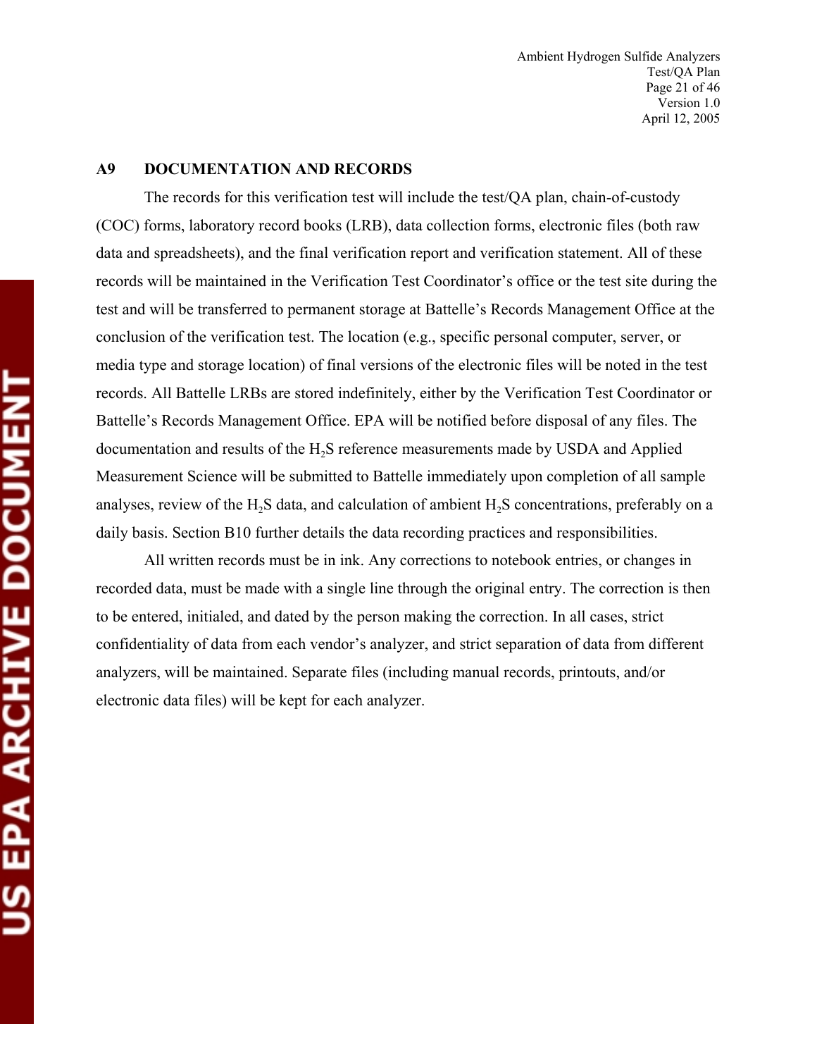## A9 DOCUMENTATION AND RECORDS

The records for this verification test will include the test/QA plan, chain-of-custody (COC) forms, laboratory record books (LRB), data collection forms, electronic files (both raw data and spreadsheets), and the final verification report and verification statement. All of these records will be maintained in the Verification Test Coordinator's office or the test site during the test and will be transferred to permanent storage at Battelle's Records Management Office at the conclusion of the verification test. The location (e.g., specific personal computer, server, or media type and storage location) of final versions of the electronic files will be noted in the test records. All Battelle LRBs are stored indefinitely, either by the Verification Test Coordinator or Battelle's Records Management Office. EPA will be notified before disposal of any files. The documentation and results of the $H_2S$ reference measurements made by USDA and Applied Measurement Science will be submitted to Battelle immediately upon completion of all sample analyses, review of the $H_2S$ data, and calculation of ambient $H_2S$ concentrations, preferably on a daily basis. Section B10 further details the data recording practices and responsibilities.

All written records must be in ink. Any corrections to notebook entries, or changes in recorded data, must be made with a single line through the original entry. The correction is then to be entered, initialed, and dated by the person making the correction. In all cases, strict confidentiality of data from each vendor's analyzer, and strict separation of data from different analyzers, will be maintained. Separate files (including manual records, printouts, and/or electronic data files) will be kept for each analyzer.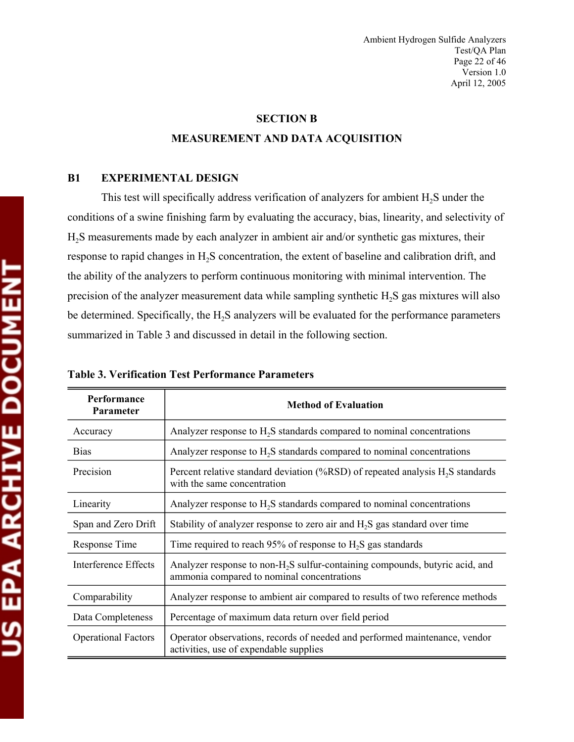# SECTION B

## MEASUREMENT AND DATA ACQUISITION

### B1 EXPERIMENTAL DESIGN

This test will specifically address verification of analyzers for ambient $H_2S$ under the conditions of a swine finishing farm by evaluating the accuracy, bias, linearity, and selectivity of $H_2S$ measurements made by each analyzer in ambient air and/or synthetic gas mixtures, their response to rapid changes in $H_2S$ concentration, the extent of baseline and calibration drift, and the ability of the analyzers to perform continuous monitoring with minimal intervention. The precision of the analyzer measurement data while sampling synthetic $H_2S$ gas mixtures will also be determined. Specifically, the $H_2S$ analyzers will be evaluated for the performance parameters summarized in Table 3 and discussed in detail in the following section.

**Table 3. Verification Test Performance Parameters**

| Performance Parameter | Method of Evaluation |
|---|---|
| Accuracy | Analyzer response to $H_2S$ standards compared to nominal concentrations |
| Bias | Analyzer response to $H_2S$ standards compared to nominal concentrations |
| Precision | Percent relative standard deviation (%RSD) of repeated analysis $H_2S$ standards with the same concentration |
| Linearity | Analyzer response to $H_2S$ standards compared to nominal concentrations |
| Span and Zero Drift | Stability of analyzer response to zero air and $H_2S$ gas standard over time |
| Response Time | Time required to reach 95% of response to $H_2S$ gas standards |
| Interference Effects | Analyzer response to non-$H_2S$ sulfur-containing compounds, butyric acid, and ammonia compared to nominal concentrations |
| Comparability | Analyzer response to ambient air compared to results of two reference methods |
| Data Completeness | Percentage of maximum data return over field period |
| Operational Factors | Operator observations, records of needed and performed maintenance, vendor activities, use of expendable supplies |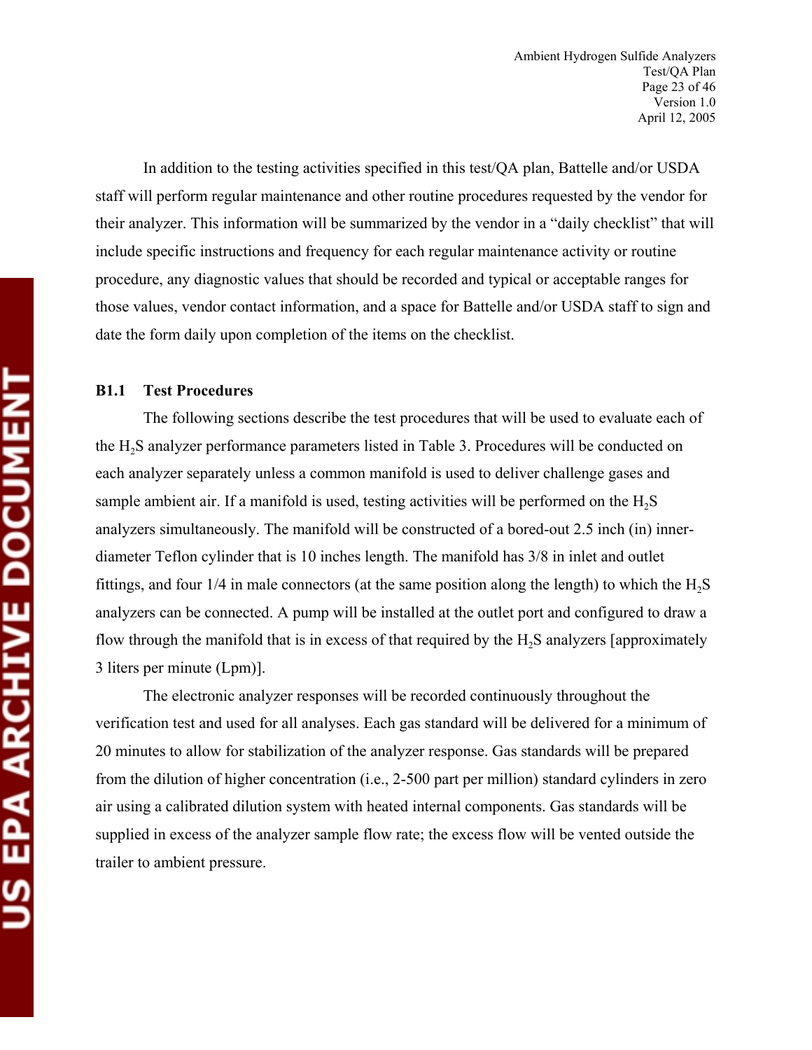In addition to the testing activities specified in this test/QA plan, Battelle and/or USDA staff will perform regular maintenance and other routine procedures requested by the vendor for their analyzer. This information will be summarized by the vendor in a "daily checklist" that will include specific instructions and frequency for each regular maintenance activity or routine procedure, any diagnostic values that should be recorded and typical or acceptable ranges for those values, vendor contact information, and a space for Battelle and/or USDA staff to sign and date the form daily upon completion of the items on the checklist.

### B1.1 Test Procedures

The following sections describe the test procedures that will be used to evaluate each of the $H_2S$ analyzer performance parameters listed in Table 3. Procedures will be conducted on each analyzer separately unless a common manifold is used to deliver challenge gases and sample ambient air. If a manifold is used, testing activities will be performed on the $H_2S$ analyzers simultaneously. The manifold will be constructed of a bored-out 2.5 inch (in) inner-diameter Teflon cylinder that is 10 inches length. The manifold has 3/8 in inlet and outlet fittings, and four 1/4 in male connectors (at the same position along the length) to which the $H_2S$ analyzers can be connected. A pump will be installed at the outlet port and configured to draw a flow through the manifold that is in excess of that required by the $H_2S$ analyzers [approximately 3 liters per minute (Lpm)].

The electronic analyzer responses will be recorded continuously throughout the verification test and used for all analyses. Each gas standard will be delivered for a minimum of 20 minutes to allow for stabilization of the analyzer response. Gas standards will be prepared from the dilution of higher concentration (i.e., 2-500 part per million) standard cylinders in zero air using a calibrated dilution system with heated internal components. Gas standards will be supplied in excess of the analyzer sample flow rate; the excess flow will be vented outside the trailer to ambient pressure.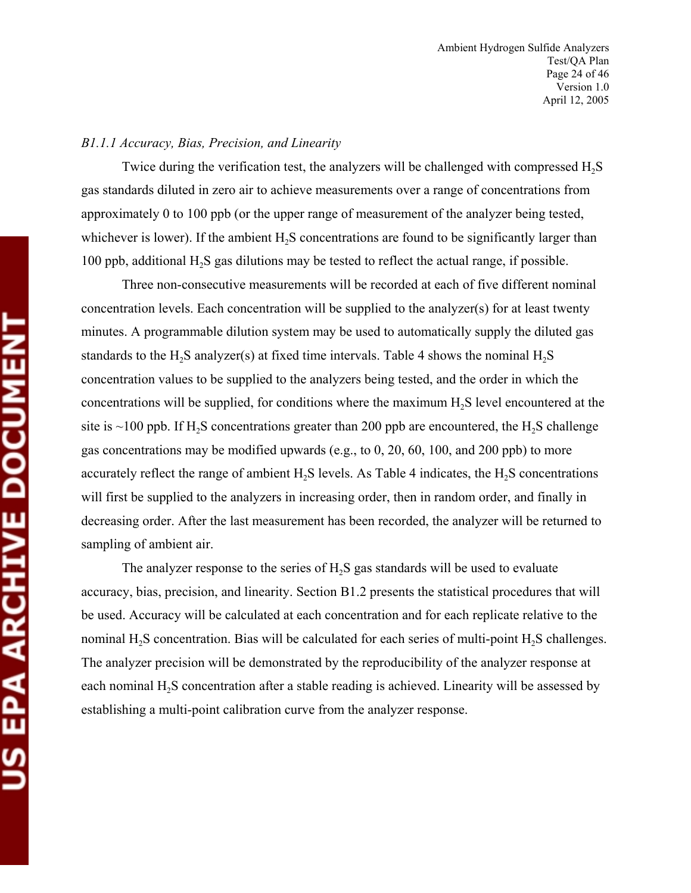*B1.1.1 Accuracy, Bias, Precision, and Linearity*

Twice during the verification test, the analyzers will be challenged with compressed $H_2S$ gas standards diluted in zero air to achieve measurements over a range of concentrations from approximately 0 to 100 ppb (or the upper range of measurement of the analyzer being tested, whichever is lower). If the ambient $H_2S$ concentrations are found to be significantly larger than 100 ppb, additional $H_2S$ gas dilutions may be tested to reflect the actual range, if possible.

Three non-consecutive measurements will be recorded at each of five different nominal concentration levels. Each concentration will be supplied to the analyzer(s) for at least twenty minutes. A programmable dilution system may be used to automatically supply the diluted gas standards to the $H_2S$ analyzer(s) at fixed time intervals. Table 4 shows the nominal $H_2S$ concentration values to be supplied to the analyzers being tested, and the order in which the concentrations will be supplied, for conditions where the maximum $H_2S$ level encountered at the site is ~100 ppb. If $H_2S$ concentrations greater than 200 ppb are encountered, the $H_2S$ challenge gas concentrations may be modified upwards (e.g., to 0, 20, 60, 100, and 200 ppb) to more accurately reflect the range of ambient $H_2S$ levels. As Table 4 indicates, the $H_2S$ concentrations will first be supplied to the analyzers in increasing order, then in random order, and finally in decreasing order. After the last measurement has been recorded, the analyzer will be returned to sampling of ambient air.

The analyzer response to the series of $H_2S$ gas standards will be used to evaluate accuracy, bias, precision, and linearity. Section B1.2 presents the statistical procedures that will be used. Accuracy will be calculated at each concentration and for each replicate relative to the nominal $H_2S$ concentration. Bias will be calculated for each series of multi-point $H_2S$ challenges. The analyzer precision will be demonstrated by the reproducibility of the analyzer response at each nominal $H_2S$ concentration after a stable reading is achieved. Linearity will be assessed by establishing a multi-point calibration curve from the analyzer response.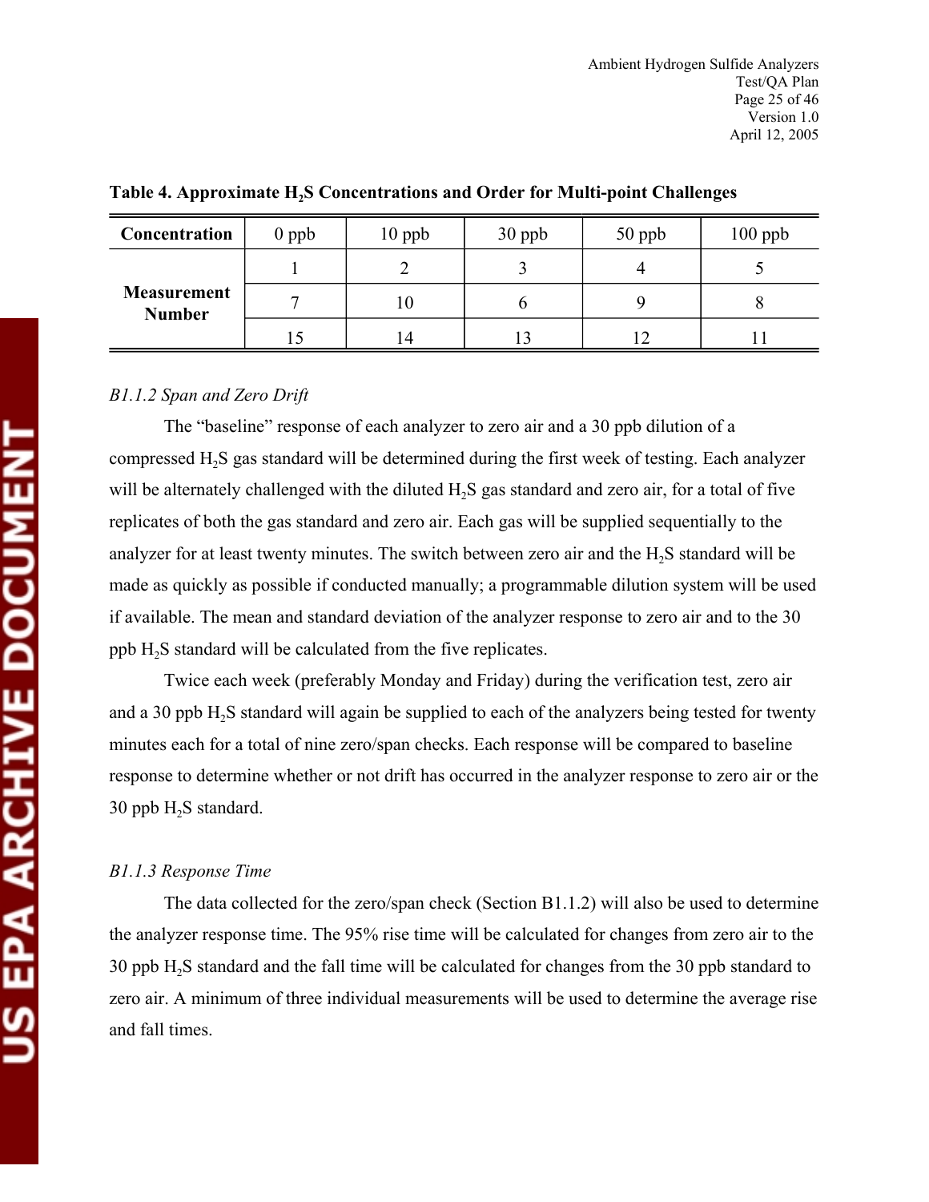**Table 4. Approximate $H_2S$ Concentrations and Order for Multi-point Challenges**

| Concentration | 0 ppb | 10 ppb | 30 ppb | 50 ppb | 100 ppb |
|---|---|---|---|---|---|
| Measurement Number | 1 | 2 | 3 | 4 | 5 |
| | 7 | 10 | 6 | 9 | 8 |
| | 15 | 14 | 13 | 12 | 11 |

*B1.1.2 Span and Zero Drift*

The "baseline" response of each analyzer to zero air and a 30 ppb dilution of a compressed $H_2S$ gas standard will be determined during the first week of testing. Each analyzer will be alternately challenged with the diluted $H_2S$ gas standard and zero air, for a total of five replicates of both the gas standard and zero air. Each gas will be supplied sequentially to the analyzer for at least twenty minutes. The switch between zero air and the $H_2S$ standard will be made as quickly as possible if conducted manually; a programmable dilution system will be used if available. The mean and standard deviation of the analyzer response to zero air and to the 30 ppb $H_2S$ standard will be calculated from the five replicates.

Twice each week (preferably Monday and Friday) during the verification test, zero air and a 30 ppb $H_2S$ standard will again be supplied to each of the analyzers being tested for twenty minutes each for a total of nine zero/span checks. Each response will be compared to baseline response to determine whether or not drift has occurred in the analyzer response to zero air or the 30 ppb $H_2S$ standard.

*B1.1.3 Response Time*

The data collected for the zero/span check (Section B1.1.2) will also be used to determine the analyzer response time. The 95% rise time will be calculated for changes from zero air to the 30 ppb $H_2S$ standard and the fall time will be calculated for changes from the 30 ppb standard to zero air. A minimum of three individual measurements will be used to determine the average rise and fall times.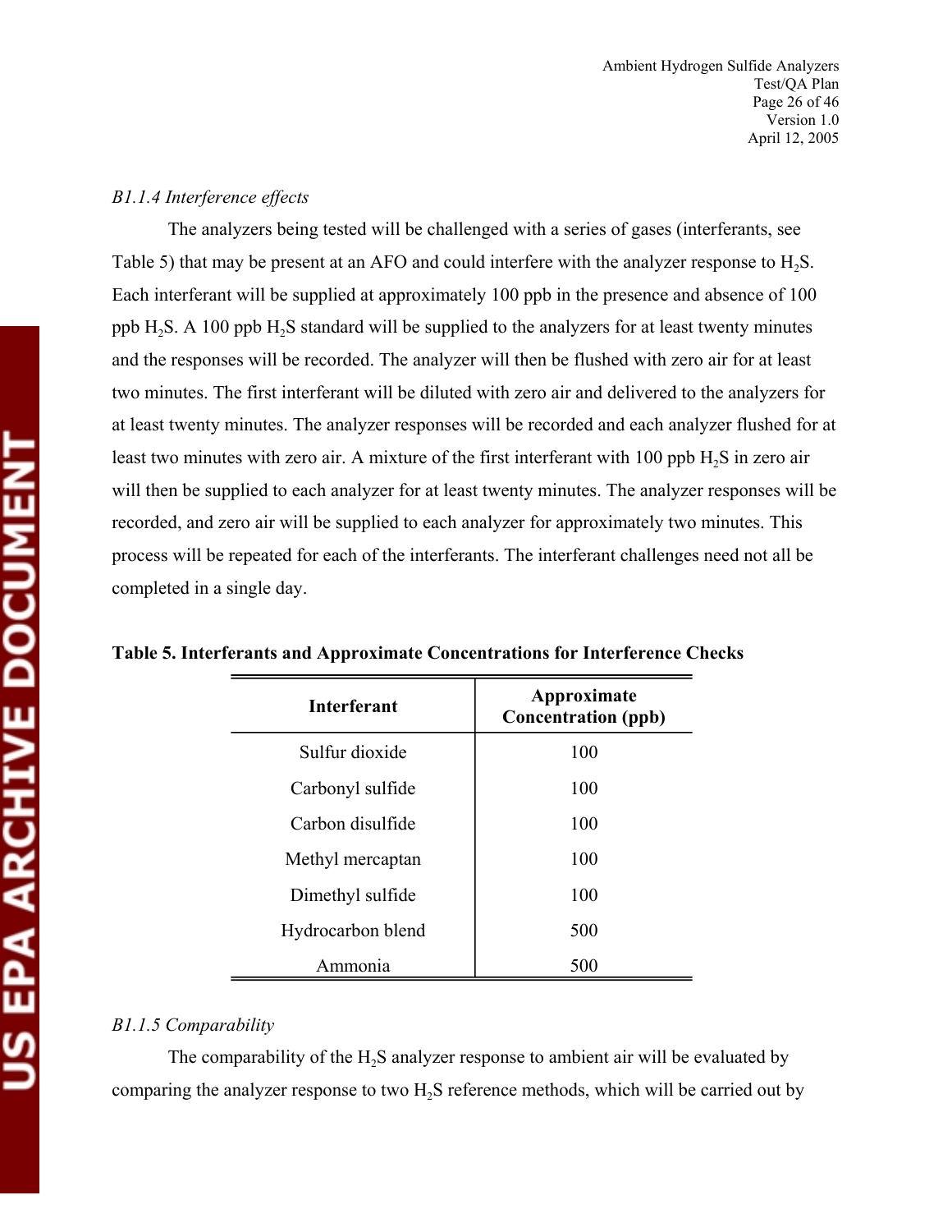*B1.1.4 Interference effects*

The analyzers being tested will be challenged with a series of gases (interferants, see Table 5) that may be present at an AFO and could interfere with the analyzer response to $H_2S$. Each interferant will be supplied at approximately 100 ppb in the presence and absence of 100 ppb $H_2S$. A 100 ppb $H_2S$ standard will be supplied to the analyzers for at least twenty minutes and the responses will be recorded. The analyzer will then be flushed with zero air for at least two minutes. The first interferant will be diluted with zero air and delivered to the analyzers for at least twenty minutes. The analyzer responses will be recorded and each analyzer flushed for at least two minutes with zero air. A mixture of the first interferant with 100 ppb $H_2S$ in zero air will then be supplied to each analyzer for at least twenty minutes. The analyzer responses will be recorded, and zero air will be supplied to each analyzer for approximately two minutes. This process will be repeated for each of the interferants. The interferant challenges need not all be completed in a single day.

**Table 5. Interferants and Approximate Concentrations for Interference Checks**

| Interferant | Approximate Concentration (ppb) |
|---|---|
| Sulfur dioxide | 100 |
| Carbonyl sulfide | 100 |
| Carbon disulfide | 100 |
| Methyl mercaptan | 100 |
| Dimethyl sulfide | 100 |
| Hydrocarbon blend | 500 |
| Ammonia | 500 |

*B1.1.5 Comparability*

The comparability of the $H_2S$ analyzer response to ambient air will be evaluated by comparing the analyzer response to two $H_2S$ reference methods, which will be carried out by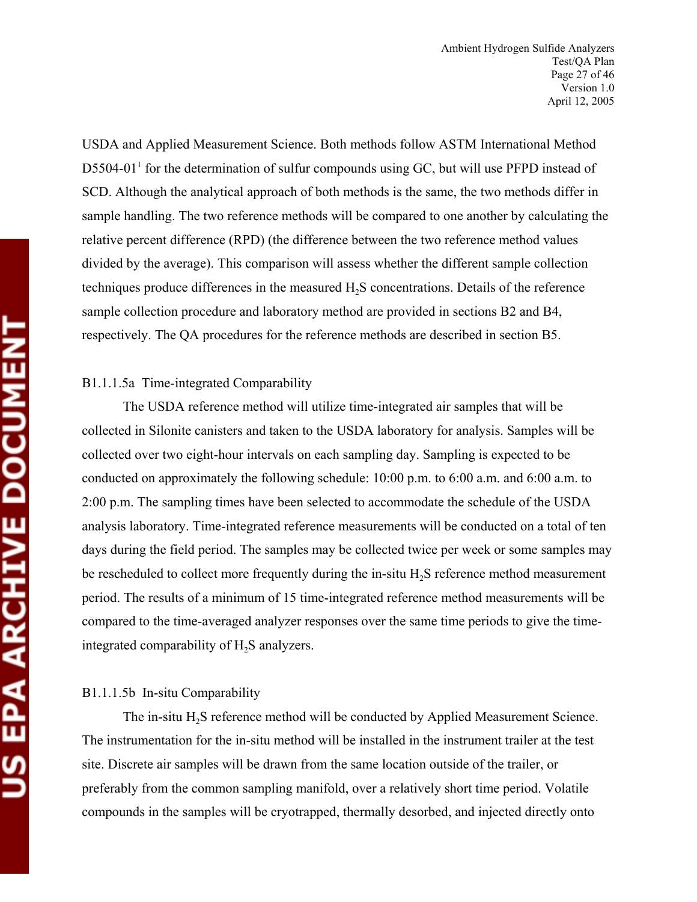USDA and Applied Measurement Science. Both methods follow ASTM International Method D5504-01[1] for the determination of sulfur compounds using GC, but will use PFPD instead of SCD. Although the analytical approach of both methods is the same, the two methods differ in sample handling. The two reference methods will be compared to one another by calculating the relative percent difference (RPD) (the difference between the two reference method values divided by the average). This comparison will assess whether the different sample collection techniques produce differences in the measured $H_2S$ concentrations. Details of the reference sample collection procedure and laboratory method are provided in sections B2 and B4, respectively. The QA procedures for the reference methods are described in section B5.

B1.1.1.5a Time-integrated Comparability

The USDA reference method will utilize time-integrated air samples that will be collected in Silonite canisters and taken to the USDA laboratory for analysis. Samples will be collected over two eight-hour intervals on each sampling day. Sampling is expected to be conducted on approximately the following schedule: 10:00 p.m. to 6:00 a.m. and 6:00 a.m. to 2:00 p.m. The sampling times have been selected to accommodate the schedule of the USDA analysis laboratory. Time-integrated reference measurements will be conducted on a total of ten days during the field period. The samples may be collected twice per week or some samples may be rescheduled to collect more frequently during the in-situ $H_2S$ reference method measurement period. The results of a minimum of 15 time-integrated reference method measurements will be compared to the time-averaged analyzer responses over the same time periods to give the time-integrated comparability of $H_2S$ analyzers.

B1.1.1.5b In-situ Comparability

The in-situ $H_2S$ reference method will be conducted by Applied Measurement Science. The instrumentation for the in-situ method will be installed in the instrument trailer at the test site. Discrete air samples will be drawn from the same location outside of the trailer, or preferably from the common sampling manifold, over a relatively short time period. Volatile compounds in the samples will be cryotrapped, thermally desorbed, and injected directly onto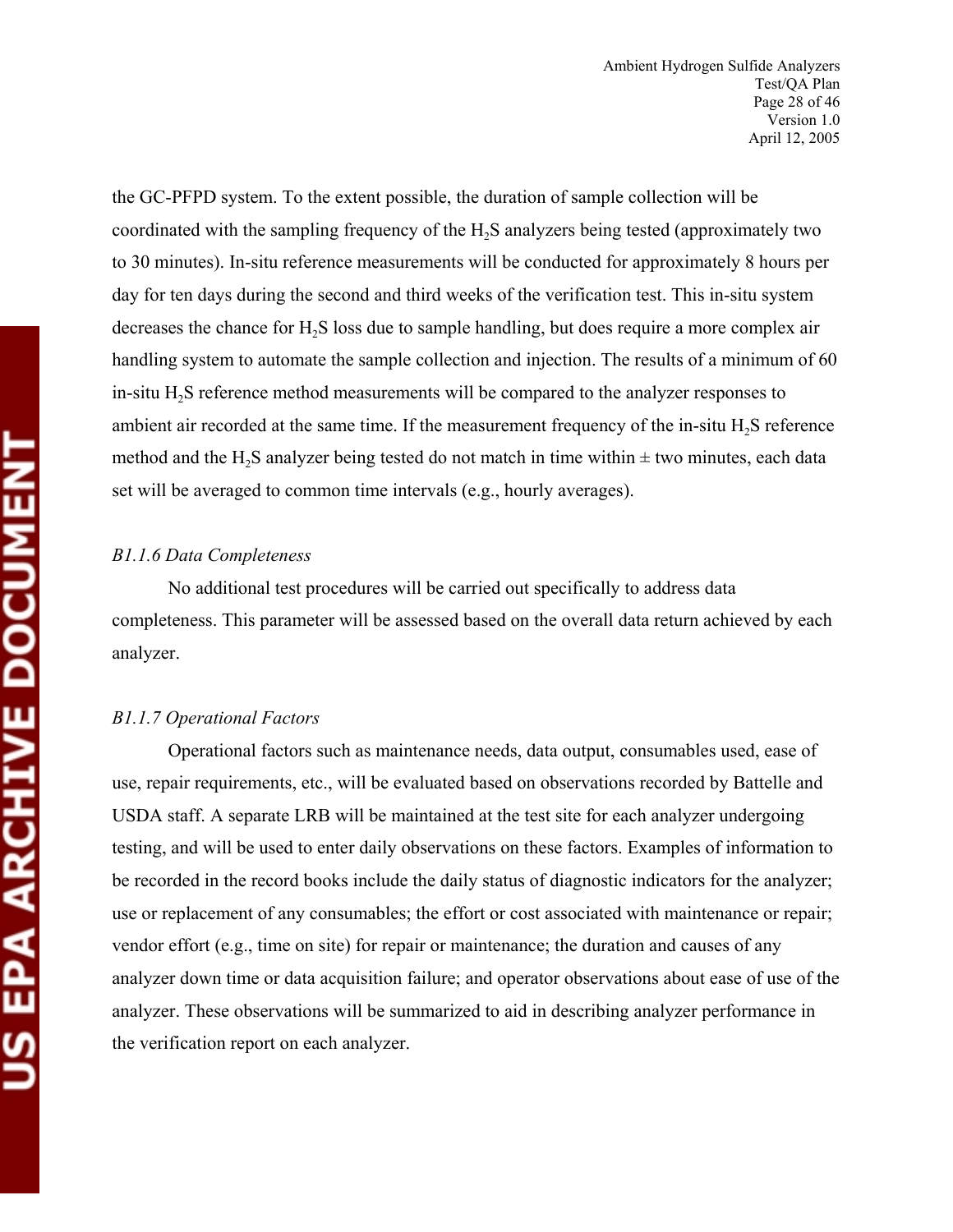the GC-PFPD system. To the extent possible, the duration of sample collection will be coordinated with the sampling frequency of the $H_2S$ analyzers being tested (approximately two to 30 minutes). In-situ reference measurements will be conducted for approximately 8 hours per day for ten days during the second and third weeks of the verification test. This in-situ system decreases the chance for $H_2S$ loss due to sample handling, but does require a more complex air handling system to automate the sample collection and injection. The results of a minimum of 60 in-situ $H_2S$ reference method measurements will be compared to the analyzer responses to ambient air recorded at the same time. If the measurement frequency of the in-situ $H_2S$ reference method and the $H_2S$ analyzer being tested do not match in time within ± two minutes, each data set will be averaged to common time intervals (e.g., hourly averages).

*B1.1.6 Data Completeness*

No additional test procedures will be carried out specifically to address data completeness. This parameter will be assessed based on the overall data return achieved by each analyzer.

*B1.1.7 Operational Factors*

Operational factors such as maintenance needs, data output, consumables used, ease of use, repair requirements, etc., will be evaluated based on observations recorded by Battelle and USDA staff. A separate LRB will be maintained at the test site for each analyzer undergoing testing, and will be used to enter daily observations on these factors. Examples of information to be recorded in the record books include the daily status of diagnostic indicators for the analyzer; use or replacement of any consumables; the effort or cost associated with maintenance or repair; vendor effort (e.g., time on site) for repair or maintenance; the duration and causes of any analyzer down time or data acquisition failure; and operator observations about ease of use of the analyzer. These observations will be summarized to aid in describing analyzer performance in the verification report on each analyzer.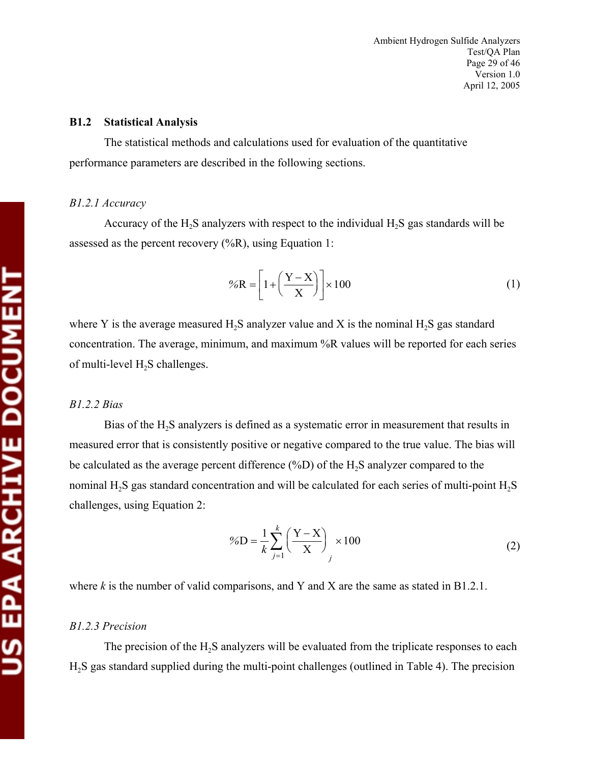### B1.2 Statistical Analysis

The statistical methods and calculations used for evaluation of the quantitative performance parameters are described in the following sections.

*B1.2.1 Accuracy*

Accuracy of the $H_2S$ analyzers with respect to the individual $H_2S$ gas standards will be assessed as the percent recovery (%R), using Equation 1:

$$\%R = \left[1 + \left(\frac{Y - X}{X}\right)\right] \times 100 \tag{1}$$

where Y is the average measured $H_2S$ analyzer value and X is the nominal $H_2S$ gas standard concentration. The average, minimum, and maximum %R values will be reported for each series of multi-level $H_2S$ challenges.

*B1.2.2 Bias*

Bias of the $H_2S$ analyzers is defined as a systematic error in measurement that results in measured error that is consistently positive or negative compared to the true value. The bias will be calculated as the average percent difference (%D) of the $H_2S$ analyzer compared to the nominal $H_2S$ gas standard concentration and will be calculated for each series of multi-point $H_2S$ challenges, using Equation 2:

$$\%D = \frac{1}{k}\sum_{j=1}^{k}\left(\frac{Y - X}{X}\right)_j \times 100 \tag{2}$$

where $k$ is the number of valid comparisons, and Y and X are the same as stated in B1.2.1.

*B1.2.3 Precision*

The precision of the $H_2S$ analyzers will be evaluated from the triplicate responses to each $H_2S$ gas standard supplied during the multi-point challenges (outlined in Table 4). The precision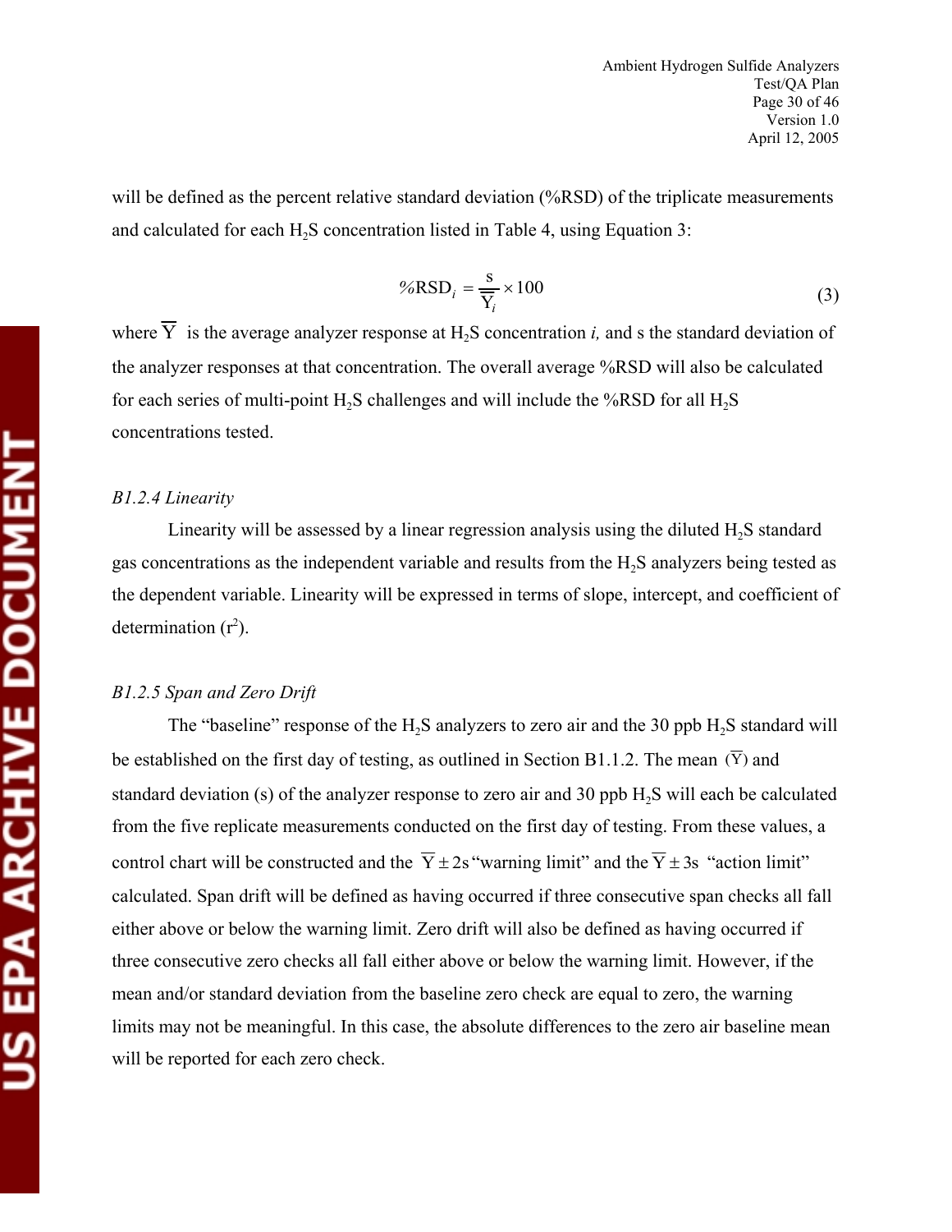will be defined as the percent relative standard deviation (%RSD) of the triplicate measurements and calculated for each $H_2S$ concentration listed in Table 4, using Equation 3:

$$\%\text{RSD}_i = \frac{s}{\overline{\overline{Y}}_i} \times 100 \tag{3}$$

where $\overline{Y}$ is the average analyzer response at $H_2S$ concentration *i,* and s the standard deviation of the analyzer responses at that concentration. The overall average %RSD will also be calculated for each series of multi-point $H_2S$ challenges and will include the %RSD for all $H_2S$ concentrations tested.

*B1.2.4 Linearity*

Linearity will be assessed by a linear regression analysis using the diluted $H_2S$ standard gas concentrations as the independent variable and results from the $H_2S$ analyzers being tested as the dependent variable. Linearity will be expressed in terms of slope, intercept, and coefficient of determination ($r^2$).

*B1.2.5 Span and Zero Drift*

The "baseline" response of the $H_2S$ analyzers to zero air and the 30 ppb $H_2S$ standard will be established on the first day of testing, as outlined in Section B1.1.2. The mean $(\overline{Y})$ and standard deviation (s) of the analyzer response to zero air and 30 ppb $H_2S$ will each be calculated from the five replicate measurements conducted on the first day of testing. From these values, a control chart will be constructed and the $\overline{Y} \pm 2s$ "warning limit" and the $\overline{Y} \pm 3s$ "action limit" calculated. Span drift will be defined as having occurred if three consecutive span checks all fall either above or below the warning limit. Zero drift will also be defined as having occurred if three consecutive zero checks all fall either above or below the warning limit. However, if the mean and/or standard deviation from the baseline zero check are equal to zero, the warning limits may not be meaningful. In this case, the absolute differences to the zero air baseline mean will be reported for each zero check.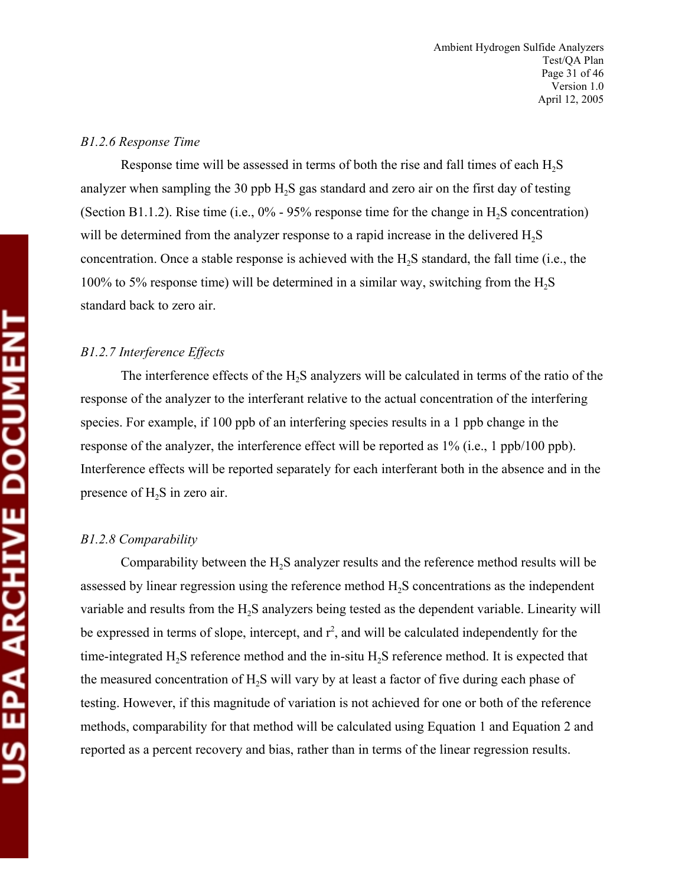*B1.2.6 Response Time*

Response time will be assessed in terms of both the rise and fall times of each $H_2S$ analyzer when sampling the 30 ppb $H_2S$ gas standard and zero air on the first day of testing (Section B1.1.2). Rise time (i.e., 0% - 95% response time for the change in $H_2S$ concentration) will be determined from the analyzer response to a rapid increase in the delivered $H_2S$ concentration. Once a stable response is achieved with the $H_2S$ standard, the fall time (i.e., the 100% to 5% response time) will be determined in a similar way, switching from the $H_2S$ standard back to zero air.

*B1.2.7 Interference Effects*

The interference effects of the $H_2S$ analyzers will be calculated in terms of the ratio of the response of the analyzer to the interferant relative to the actual concentration of the interfering species. For example, if 100 ppb of an interfering species results in a 1 ppb change in the response of the analyzer, the interference effect will be reported as 1% (i.e., 1 ppb/100 ppb). Interference effects will be reported separately for each interferant both in the absence and in the presence of $H_2S$ in zero air.

*B1.2.8 Comparability*

Comparability between the $H_2S$ analyzer results and the reference method results will be assessed by linear regression using the reference method $H_2S$ concentrations as the independent variable and results from the $H_2S$ analyzers being tested as the dependent variable. Linearity will be expressed in terms of slope, intercept, and $r^2$, and will be calculated independently for the time-integrated $H_2S$ reference method and the in-situ $H_2S$ reference method. It is expected that the measured concentration of $H_2S$ will vary by at least a factor of five during each phase of testing. However, if this magnitude of variation is not achieved for one or both of the reference methods, comparability for that method will be calculated using Equation 1 and Equation 2 and reported as a percent recovery and bias, rather than in terms of the linear regression results.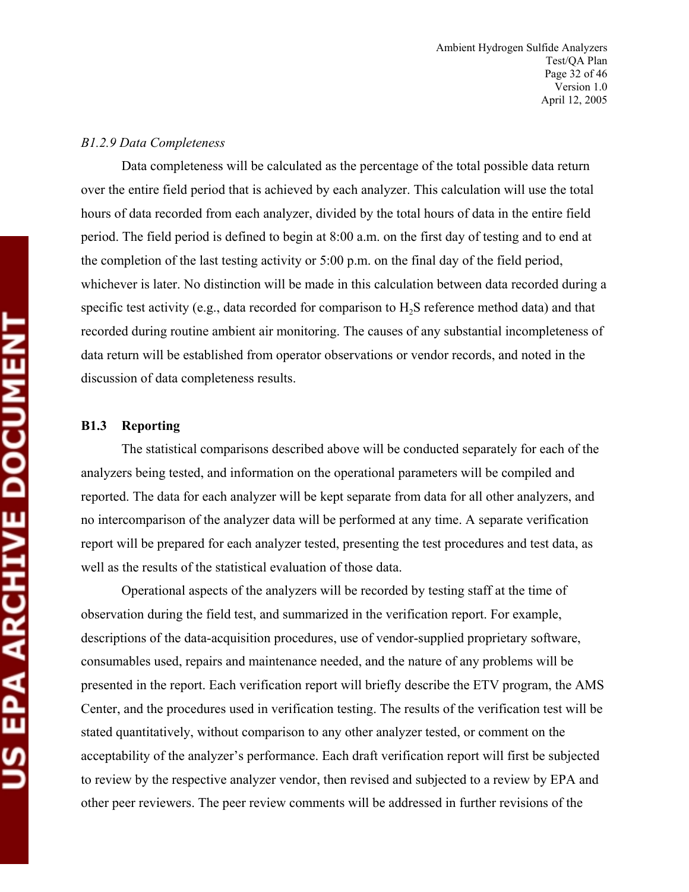*B1.2.9 Data Completeness*

Data completeness will be calculated as the percentage of the total possible data return over the entire field period that is achieved by each analyzer. This calculation will use the total hours of data recorded from each analyzer, divided by the total hours of data in the entire field period. The field period is defined to begin at 8:00 a.m. on the first day of testing and to end at the completion of the last testing activity or 5:00 p.m. on the final day of the field period, whichever is later. No distinction will be made in this calculation between data recorded during a specific test activity (e.g., data recorded for comparison to $H_2S$ reference method data) and that recorded during routine ambient air monitoring. The causes of any substantial incompleteness of data return will be established from operator observations or vendor records, and noted in the discussion of data completeness results.

### B1.3 Reporting

The statistical comparisons described above will be conducted separately for each of the analyzers being tested, and information on the operational parameters will be compiled and reported. The data for each analyzer will be kept separate from data for all other analyzers, and no intercomparison of the analyzer data will be performed at any time. A separate verification report will be prepared for each analyzer tested, presenting the test procedures and test data, as well as the results of the statistical evaluation of those data.

Operational aspects of the analyzers will be recorded by testing staff at the time of observation during the field test, and summarized in the verification report. For example, descriptions of the data-acquisition procedures, use of vendor-supplied proprietary software, consumables used, repairs and maintenance needed, and the nature of any problems will be presented in the report. Each verification report will briefly describe the ETV program, the AMS Center, and the procedures used in verification testing. The results of the verification test will be stated quantitatively, without comparison to any other analyzer tested, or comment on the acceptability of the analyzer's performance. Each draft verification report will first be subjected to review by the respective analyzer vendor, then revised and subjected to a review by EPA and other peer reviewers. The peer review comments will be addressed in further revisions of the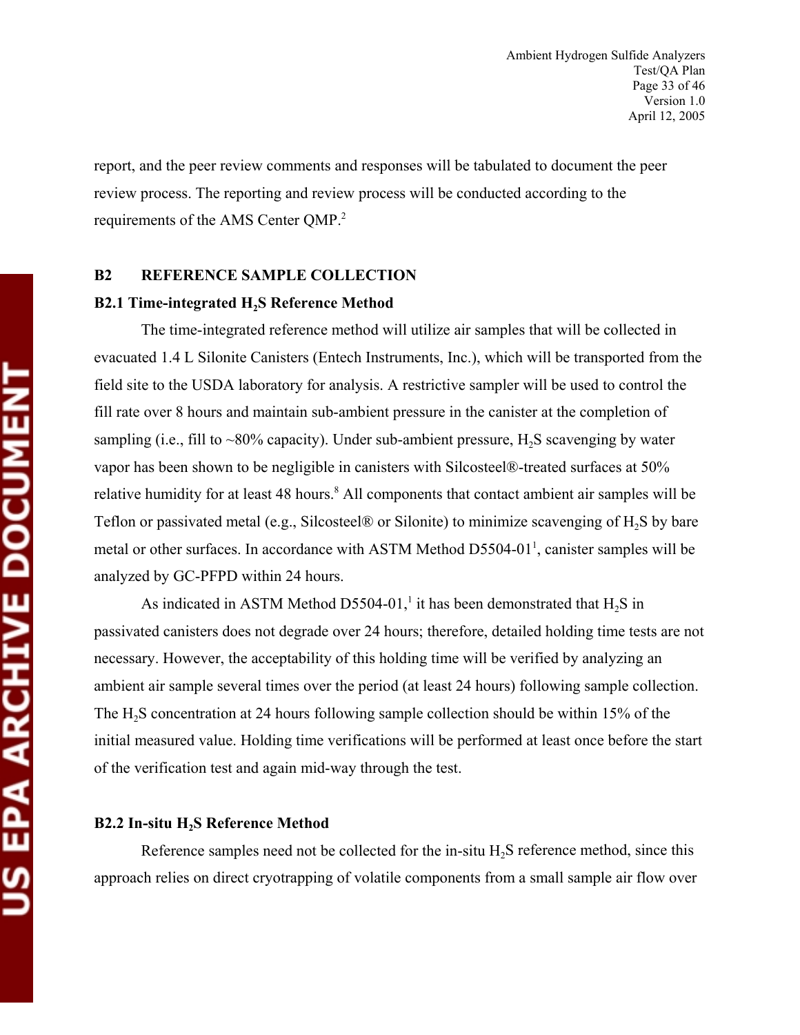report, and the peer review comments and responses will be tabulated to document the peer review process. The reporting and review process will be conducted according to the requirements of the AMS Center QMP.[2]

## B2 REFERENCE SAMPLE COLLECTION

### B2.1 Time-integrated $H_2S$ Reference Method

The time-integrated reference method will utilize air samples that will be collected in evacuated 1.4 L Silonite Canisters (Entech Instruments, Inc.), which will be transported from the field site to the USDA laboratory for analysis. A restrictive sampler will be used to control the fill rate over 8 hours and maintain sub-ambient pressure in the canister at the completion of sampling (i.e., fill to ~80% capacity). Under sub-ambient pressure, $H_2S$ scavenging by water vapor has been shown to be negligible in canisters with Silcosteel®-treated surfaces at 50% relative humidity for at least 48 hours.[8] All components that contact ambient air samples will be Teflon or passivated metal (e.g., Silcosteel® or Silonite) to minimize scavenging of $H_2S$ by bare metal or other surfaces. In accordance with ASTM Method D5504-01[1], canister samples will be analyzed by GC-PFPD within 24 hours.

As indicated in ASTM Method D5504-01,[1] it has been demonstrated that $H_2S$ in passivated canisters does not degrade over 24 hours; therefore, detailed holding time tests are not necessary. However, the acceptability of this holding time will be verified by analyzing an ambient air sample several times over the period (at least 24 hours) following sample collection. The $H_2S$ concentration at 24 hours following sample collection should be within 15% of the initial measured value. Holding time verifications will be performed at least once before the start of the verification test and again mid-way through the test.

### B2.2 In-situ $H_2S$ Reference Method

Reference samples need not be collected for the in-situ $H_2S$ reference method, since this approach relies on direct cryotrapping of volatile components from a small sample air flow over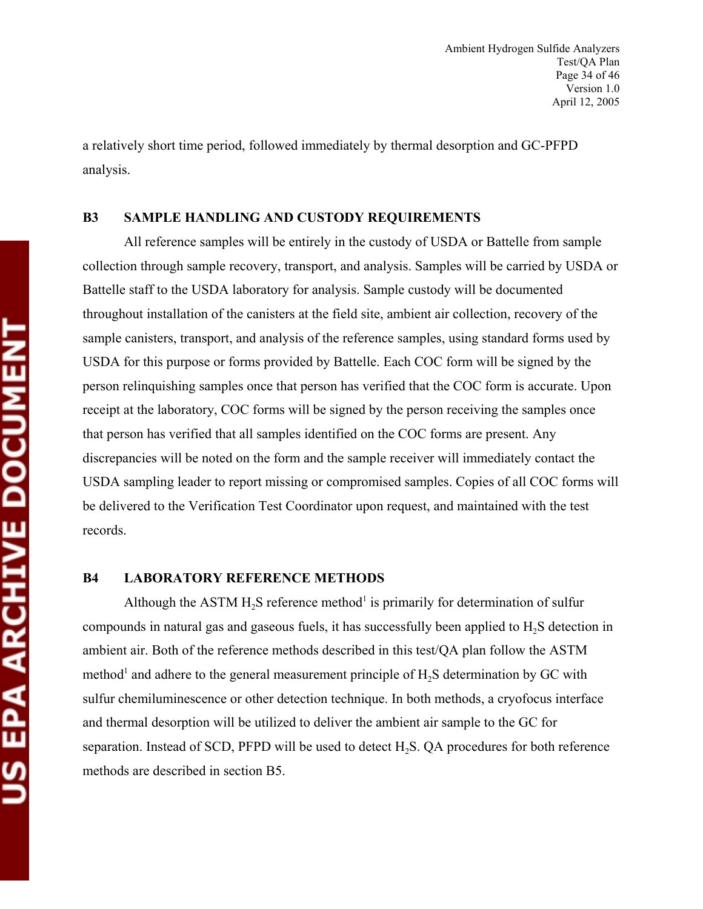a relatively short time period, followed immediately by thermal desorption and GC-PFPD analysis.

## B3 SAMPLE HANDLING AND CUSTODY REQUIREMENTS

All reference samples will be entirely in the custody of USDA or Battelle from sample collection through sample recovery, transport, and analysis. Samples will be carried by USDA or Battelle staff to the USDA laboratory for analysis. Sample custody will be documented throughout installation of the canisters at the field site, ambient air collection, recovery of the sample canisters, transport, and analysis of the reference samples, using standard forms used by USDA for this purpose or forms provided by Battelle. Each COC form will be signed by the person relinquishing samples once that person has verified that the COC form is accurate. Upon receipt at the laboratory, COC forms will be signed by the person receiving the samples once that person has verified that all samples identified on the COC forms are present. Any discrepancies will be noted on the form and the sample receiver will immediately contact the USDA sampling leader to report missing or compromised samples. Copies of all COC forms will be delivered to the Verification Test Coordinator upon request, and maintained with the test records.

## B4 LABORATORY REFERENCE METHODS

Although the ASTM $H_2S$ reference method[1] is primarily for determination of sulfur compounds in natural gas and gaseous fuels, it has successfully been applied to $H_2S$ detection in ambient air. Both of the reference methods described in this test/QA plan follow the ASTM method[1] and adhere to the general measurement principle of $H_2S$ determination by GC with sulfur chemiluminescence or other detection technique. In both methods, a cryofocus interface and thermal desorption will be utilized to deliver the ambient air sample to the GC for separation. Instead of SCD, PFPD will be used to detect $H_2S$. QA procedures for both reference methods are described in section B5.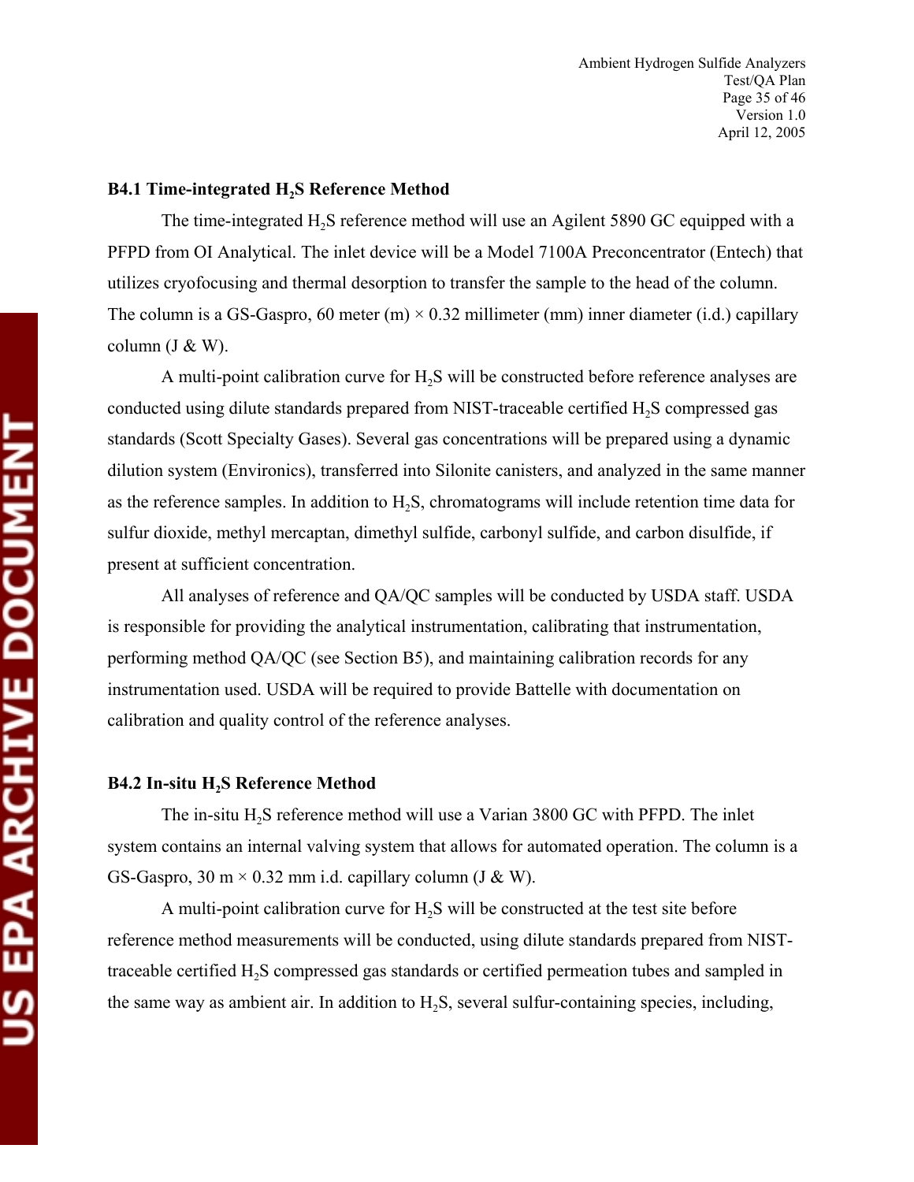### B4.1 Time-integrated $H_2S$ Reference Method

The time-integrated $H_2S$ reference method will use an Agilent 5890 GC equipped with a PFPD from OI Analytical. The inlet device will be a Model 7100A Preconcentrator (Entech) that utilizes cryofocusing and thermal desorption to transfer the sample to the head of the column. The column is a GS-Gaspro, 60 meter (m) × 0.32 millimeter (mm) inner diameter (i.d.) capillary column (J & W).

A multi-point calibration curve for $H_2S$ will be constructed before reference analyses are conducted using dilute standards prepared from NIST-traceable certified $H_2S$ compressed gas standards (Scott Specialty Gases). Several gas concentrations will be prepared using a dynamic dilution system (Environics), transferred into Silonite canisters, and analyzed in the same manner as the reference samples. In addition to $H_2S$, chromatograms will include retention time data for sulfur dioxide, methyl mercaptan, dimethyl sulfide, carbonyl sulfide, and carbon disulfide, if present at sufficient concentration.

All analyses of reference and QA/QC samples will be conducted by USDA staff. USDA is responsible for providing the analytical instrumentation, calibrating that instrumentation, performing method QA/QC (see Section B5), and maintaining calibration records for any instrumentation used. USDA will be required to provide Battelle with documentation on calibration and quality control of the reference analyses.

### B4.2 In-situ $H_2S$ Reference Method

The in-situ $H_2S$ reference method will use a Varian 3800 GC with PFPD. The inlet system contains an internal valving system that allows for automated operation. The column is a GS-Gaspro, 30 m × 0.32 mm i.d. capillary column (J & W).

A multi-point calibration curve for $H_2S$ will be constructed at the test site before reference method measurements will be conducted, using dilute standards prepared from NIST-traceable certified $H_2S$ compressed gas standards or certified permeation tubes and sampled in the same way as ambient air. In addition to $H_2S$, several sulfur-containing species, including,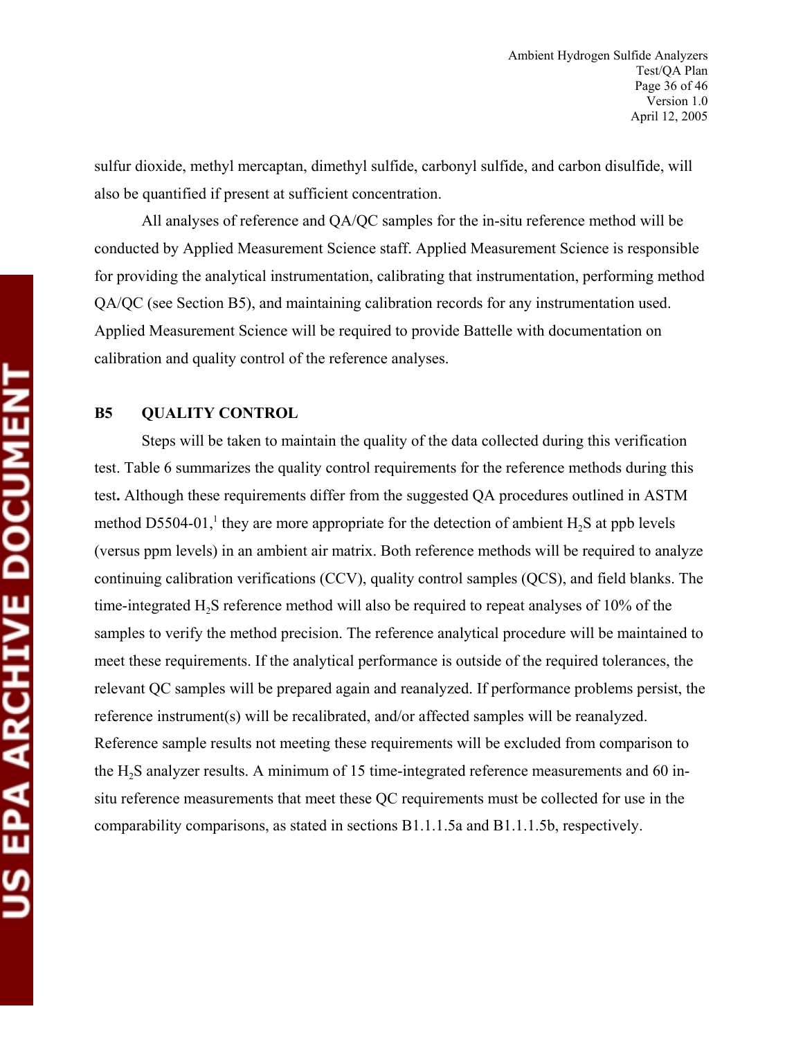sulfur dioxide, methyl mercaptan, dimethyl sulfide, carbonyl sulfide, and carbon disulfide, will also be quantified if present at sufficient concentration.

All analyses of reference and QA/QC samples for the in-situ reference method will be conducted by Applied Measurement Science staff. Applied Measurement Science is responsible for providing the analytical instrumentation, calibrating that instrumentation, performing method QA/QC (see Section B5), and maintaining calibration records for any instrumentation used. Applied Measurement Science will be required to provide Battelle with documentation on calibration and quality control of the reference analyses.

## B5 QUALITY CONTROL

Steps will be taken to maintain the quality of the data collected during this verification test. Table 6 summarizes the quality control requirements for the reference methods during this test**.** Although these requirements differ from the suggested QA procedures outlined in ASTM method D5504-01,[1] they are more appropriate for the detection of ambient $H_2S$ at ppb levels (versus ppm levels) in an ambient air matrix. Both reference methods will be required to analyze continuing calibration verifications (CCV), quality control samples (QCS), and field blanks. The time-integrated $H_2S$ reference method will also be required to repeat analyses of 10% of the samples to verify the method precision. The reference analytical procedure will be maintained to meet these requirements. If the analytical performance is outside of the required tolerances, the relevant QC samples will be prepared again and reanalyzed. If performance problems persist, the reference instrument(s) will be recalibrated, and/or affected samples will be reanalyzed. Reference sample results not meeting these requirements will be excluded from comparison to the $H_2S$ analyzer results. A minimum of 15 time-integrated reference measurements and 60 in-situ reference measurements that meet these QC requirements must be collected for use in the comparability comparisons, as stated in sections B1.1.1.5a and B1.1.1.5b, respectively.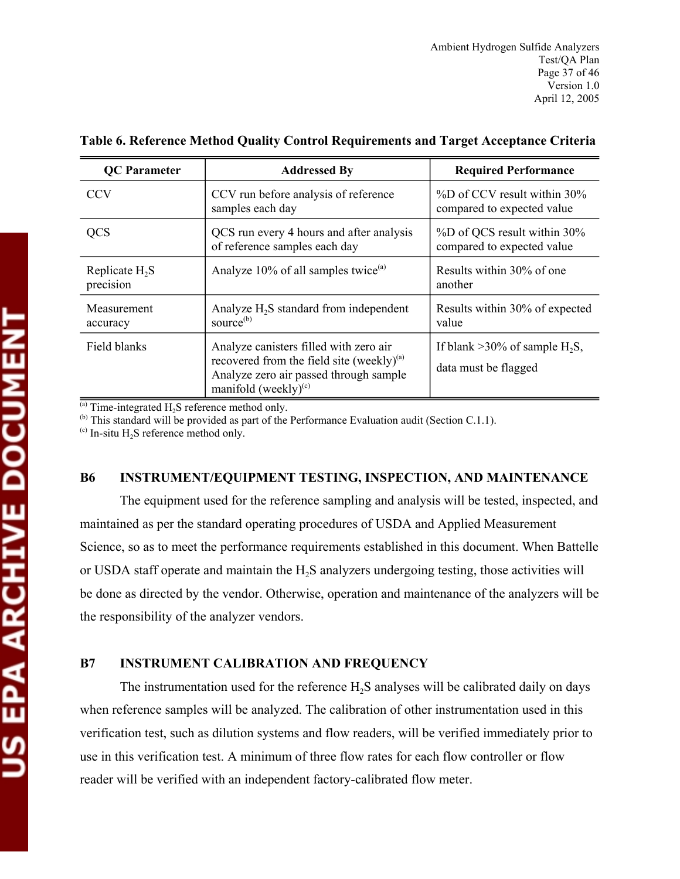**Table 6. Reference Method Quality Control Requirements and Target Acceptance Criteria**

| QC Parameter | Addressed By | Required Performance |
|---|---|---|
| CCV | CCV run before analysis of reference samples each day | %D of CCV result within 30% compared to expected value |
| QCS | QCS run every 4 hours and after analysis of reference samples each day | %D of QCS result within 30% compared to expected value |
| Replicate $H_2S$ precision | Analyze 10% of all samples twice[(a)] | Results within 30% of one another |
| Measurement accuracy | Analyze $H_2S$ standard from independent source[(b)] | Results within 30% of expected value |
| Field blanks | Analyze canisters filled with zero air recovered from the field site (weekly)[(a)] Analyze zero air passed through sample manifold (weekly)[(c)] | If blank >30% of sample $H_2S$, data must be flagged |

[(a)] Time-integrated $H_2S$ reference method only.
[(b)] This standard will be provided as part of the Performance Evaluation audit (Section C.1.1).
[(c)] In-situ $H_2S$ reference method only.

## B6 INSTRUMENT/EQUIPMENT TESTING, INSPECTION, AND MAINTENANCE

The equipment used for the reference sampling and analysis will be tested, inspected, and maintained as per the standard operating procedures of USDA and Applied Measurement Science, so as to meet the performance requirements established in this document. When Battelle or USDA staff operate and maintain the $H_2S$ analyzers undergoing testing, those activities will be done as directed by the vendor. Otherwise, operation and maintenance of the analyzers will be the responsibility of the analyzer vendors.

## B7 INSTRUMENT CALIBRATION AND FREQUENCY

The instrumentation used for the reference $H_2S$ analyses will be calibrated daily on days when reference samples will be analyzed. The calibration of other instrumentation used in this verification test, such as dilution systems and flow readers, will be verified immediately prior to use in this verification test. A minimum of three flow rates for each flow controller or flow reader will be verified with an independent factory-calibrated flow meter.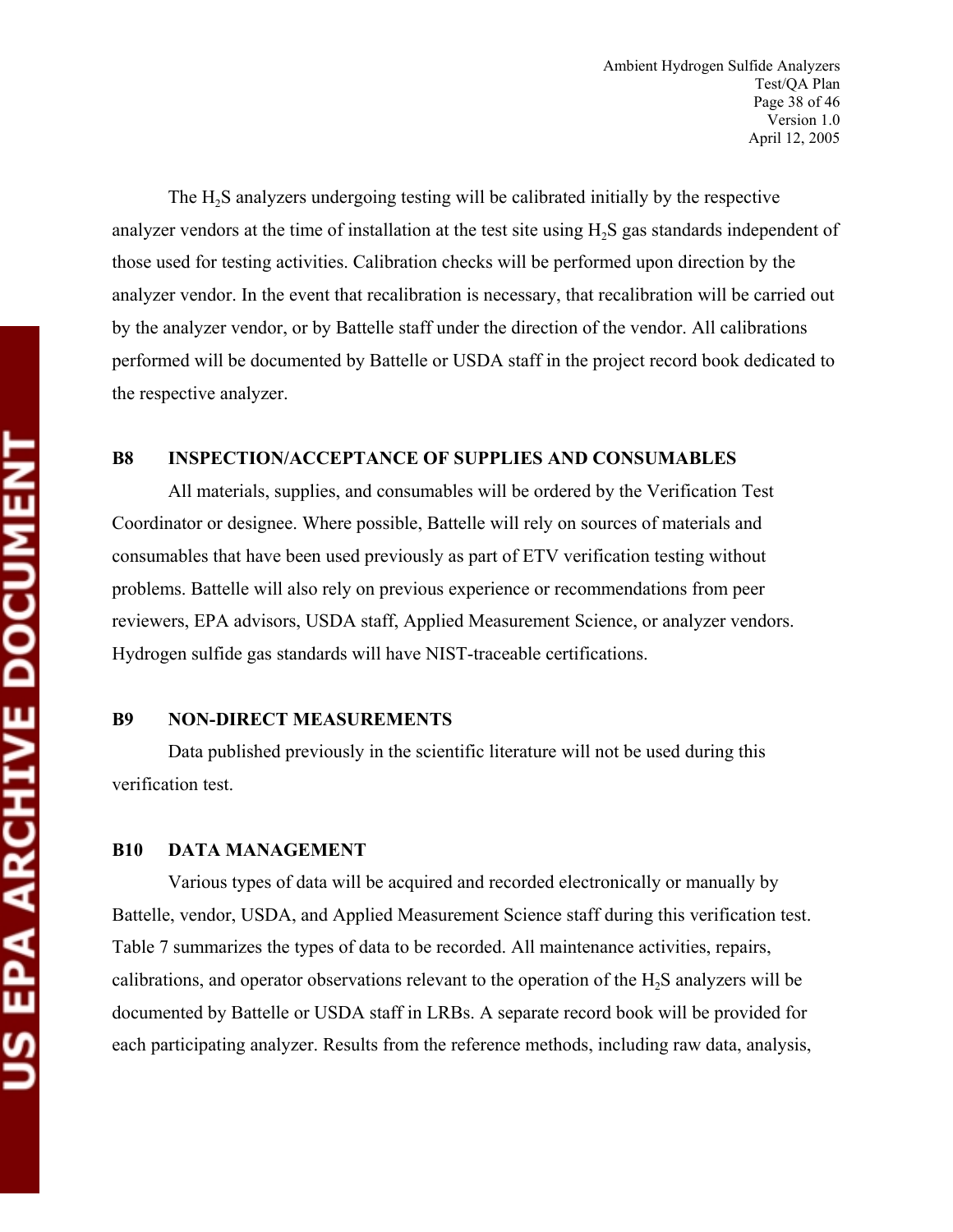The $H_2S$ analyzers undergoing testing will be calibrated initially by the respective analyzer vendors at the time of installation at the test site using $H_2S$ gas standards independent of those used for testing activities. Calibration checks will be performed upon direction by the analyzer vendor. In the event that recalibration is necessary, that recalibration will be carried out by the analyzer vendor, or by Battelle staff under the direction of the vendor. All calibrations performed will be documented by Battelle or USDA staff in the project record book dedicated to the respective analyzer.

## B8 INSPECTION/ACCEPTANCE OF SUPPLIES AND CONSUMABLES

All materials, supplies, and consumables will be ordered by the Verification Test Coordinator or designee. Where possible, Battelle will rely on sources of materials and consumables that have been used previously as part of ETV verification testing without problems. Battelle will also rely on previous experience or recommendations from peer reviewers, EPA advisors, USDA staff, Applied Measurement Science, or analyzer vendors. Hydrogen sulfide gas standards will have NIST-traceable certifications.

## B9 NON-DIRECT MEASUREMENTS

Data published previously in the scientific literature will not be used during this verification test.

## B10 DATA MANAGEMENT

Various types of data will be acquired and recorded electronically or manually by Battelle, vendor, USDA, and Applied Measurement Science staff during this verification test. Table 7 summarizes the types of data to be recorded. All maintenance activities, repairs, calibrations, and operator observations relevant to the operation of the $H_2S$ analyzers will be documented by Battelle or USDA staff in LRBs. A separate record book will be provided for each participating analyzer. Results from the reference methods, including raw data, analysis,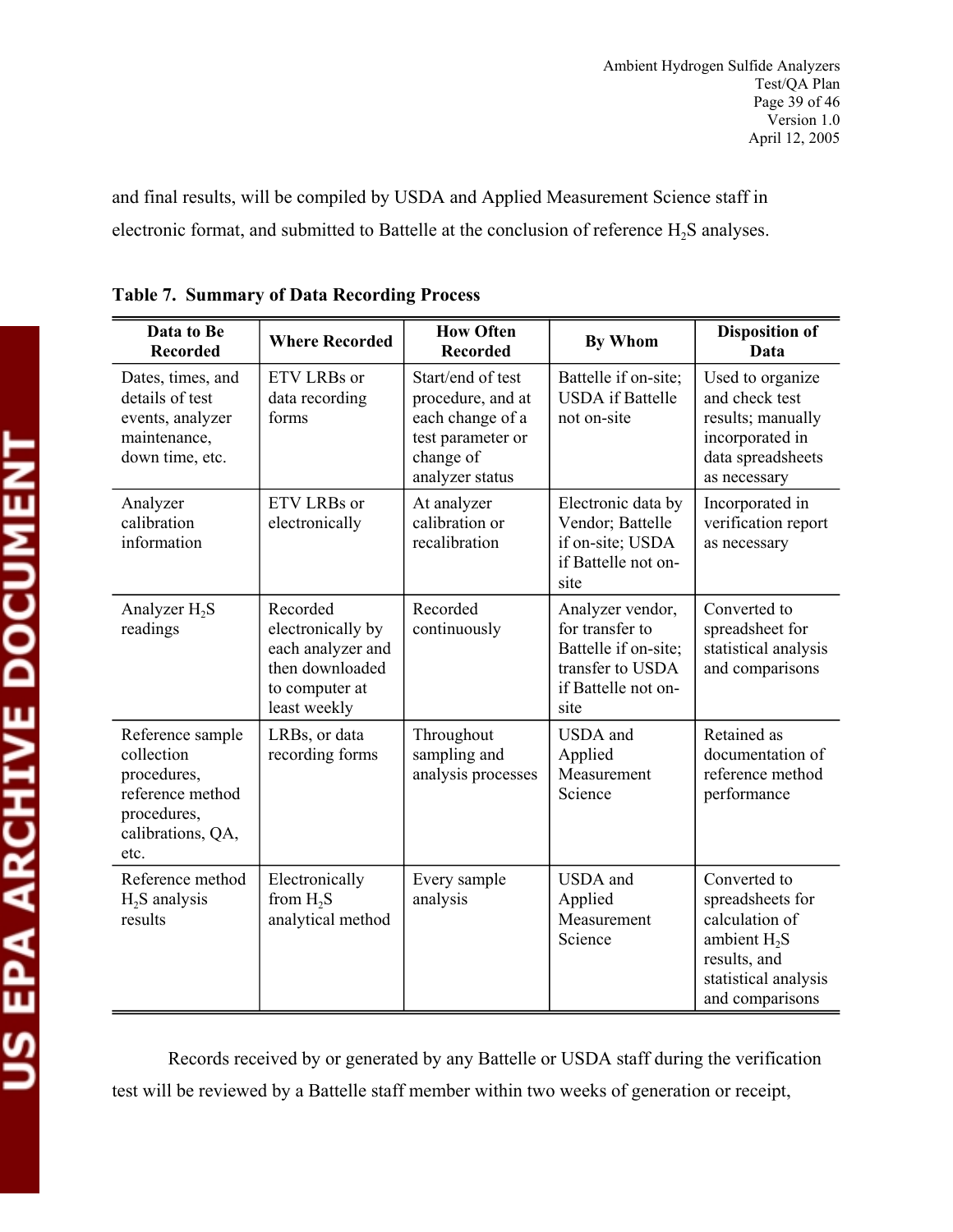and final results, will be compiled by USDA and Applied Measurement Science staff in electronic format, and submitted to Battelle at the conclusion of reference $H_2S$ analyses.

**Table 7. Summary of Data Recording Process**

| Data to Be Recorded | Where Recorded | How Often Recorded | By Whom | Disposition of Data |
|---|---|---|---|---|
| Dates, times, and details of test events, analyzer maintenance, down time, etc. | ETV LRBs or data recording forms | Start/end of test procedure, and at each change of a test parameter or change of analyzer status | Battelle if on-site; USDA if Battelle not on-site | Used to organize and check test results; manually incorporated in data spreadsheets as necessary |
| Analyzer calibration information | ETV LRBs or electronically | At analyzer calibration or recalibration | Electronic data by Vendor; Battelle if on-site; USDA if Battelle not on-site | Incorporated in verification report as necessary |
| Analyzer $H_2S$ readings | Recorded electronically by each analyzer and then downloaded to computer at least weekly | Recorded continuously | Analyzer vendor, for transfer to Battelle if on-site; transfer to USDA if Battelle not on-site | Converted to spreadsheet for statistical analysis and comparisons |
| Reference sample collection procedures, reference method procedures, calibrations, QA, etc. | LRBs, or data recording forms | Throughout sampling and analysis processes | USDA and Applied Measurement Science | Retained as documentation of reference method performance |
| Reference method $H_2S$ analysis results | Electronically from $H_2S$ analytical method | Every sample analysis | USDA and Applied Measurement Science | Converted to spreadsheets for calculation of ambient $H_2S$ results, and statistical analysis and comparisons |

Records received by or generated by any Battelle or USDA staff during the verification test will be reviewed by a Battelle staff member within two weeks of generation or receipt,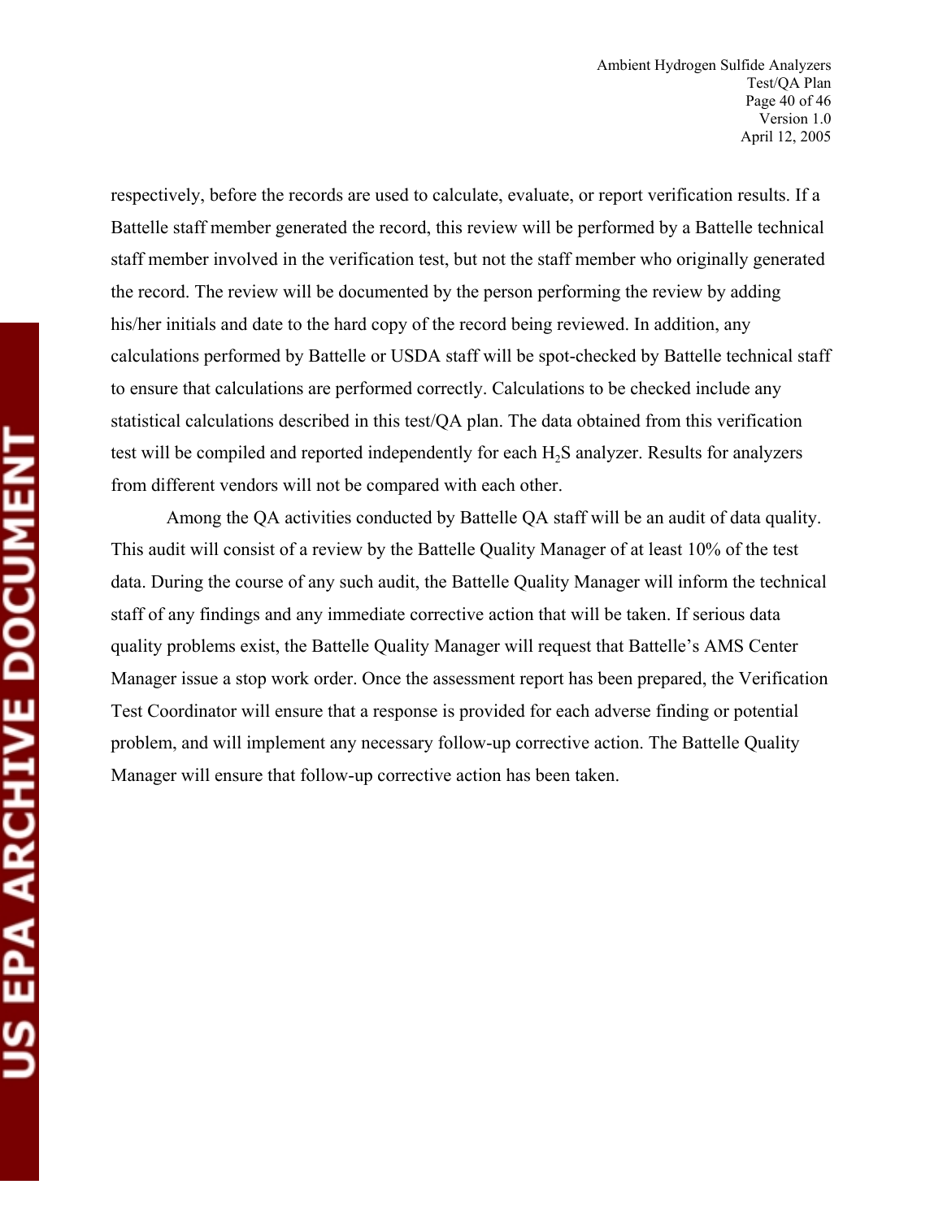respectively, before the records are used to calculate, evaluate, or report verification results. If a Battelle staff member generated the record, this review will be performed by a Battelle technical staff member involved in the verification test, but not the staff member who originally generated the record. The review will be documented by the person performing the review by adding his/her initials and date to the hard copy of the record being reviewed. In addition, any calculations performed by Battelle or USDA staff will be spot-checked by Battelle technical staff to ensure that calculations are performed correctly. Calculations to be checked include any statistical calculations described in this test/QA plan. The data obtained from this verification test will be compiled and reported independently for each $H_2S$ analyzer. Results for analyzers from different vendors will not be compared with each other.

Among the QA activities conducted by Battelle QA staff will be an audit of data quality. This audit will consist of a review by the Battelle Quality Manager of at least 10% of the test data. During the course of any such audit, the Battelle Quality Manager will inform the technical staff of any findings and any immediate corrective action that will be taken. If serious data quality problems exist, the Battelle Quality Manager will request that Battelle's AMS Center Manager issue a stop work order. Once the assessment report has been prepared, the Verification Test Coordinator will ensure that a response is provided for each adverse finding or potential problem, and will implement any necessary follow-up corrective action. The Battelle Quality Manager will ensure that follow-up corrective action has been taken.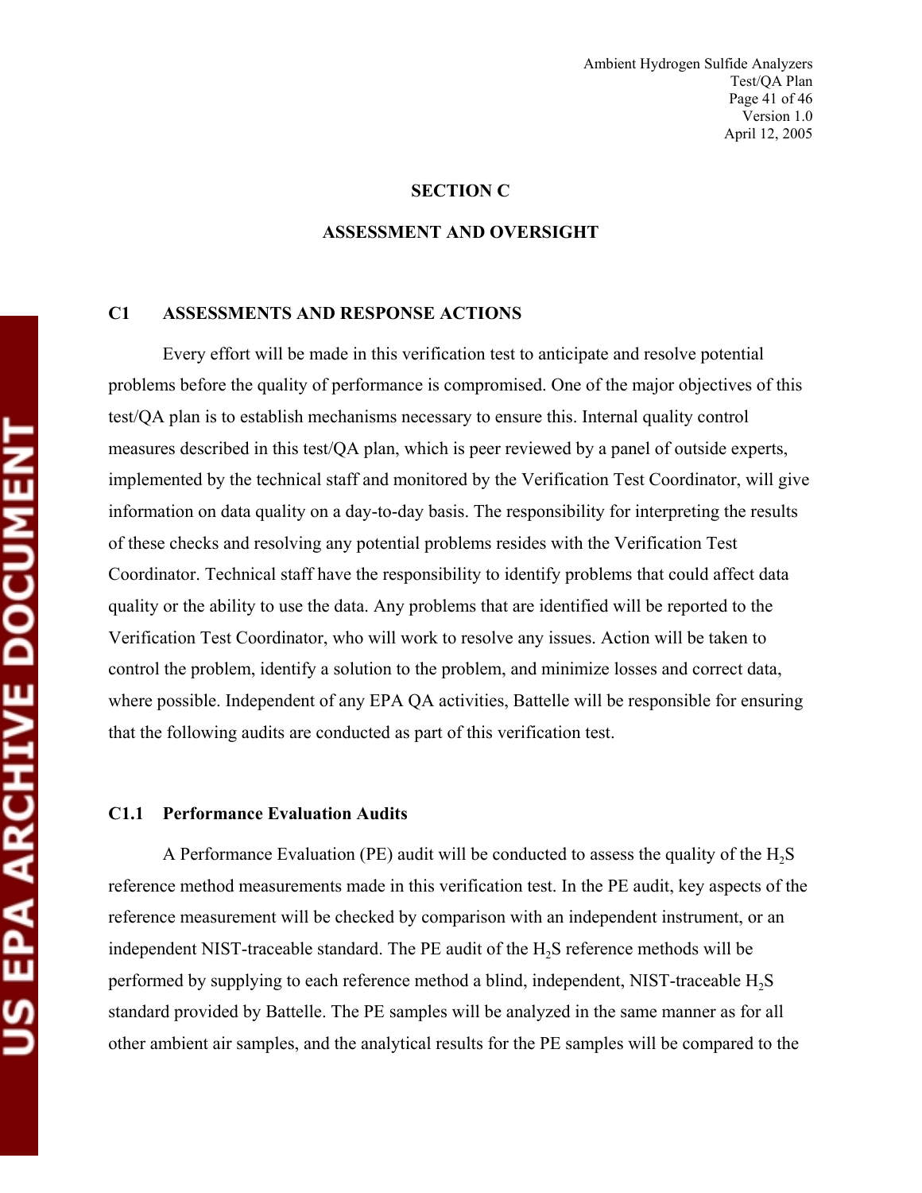# SECTION C

# ASSESSMENT AND OVERSIGHT

## C1 ASSESSMENTS AND RESPONSE ACTIONS

Every effort will be made in this verification test to anticipate and resolve potential problems before the quality of performance is compromised. One of the major objectives of this test/QA plan is to establish mechanisms necessary to ensure this. Internal quality control measures described in this test/QA plan, which is peer reviewed by a panel of outside experts, implemented by the technical staff and monitored by the Verification Test Coordinator, will give information on data quality on a day-to-day basis. The responsibility for interpreting the results of these checks and resolving any potential problems resides with the Verification Test Coordinator. Technical staff have the responsibility to identify problems that could affect data quality or the ability to use the data. Any problems that are identified will be reported to the Verification Test Coordinator, who will work to resolve any issues. Action will be taken to control the problem, identify a solution to the problem, and minimize losses and correct data, where possible. Independent of any EPA QA activities, Battelle will be responsible for ensuring that the following audits are conducted as part of this verification test.

### C1.1 Performance Evaluation Audits

A Performance Evaluation (PE) audit will be conducted to assess the quality of the $H_2S$ reference method measurements made in this verification test. In the PE audit, key aspects of the reference measurement will be checked by comparison with an independent instrument, or an independent NIST-traceable standard. The PE audit of the $H_2S$ reference methods will be performed by supplying to each reference method a blind, independent, NIST-traceable $H_2S$ standard provided by Battelle. The PE samples will be analyzed in the same manner as for all other ambient air samples, and the analytical results for the PE samples will be compared to the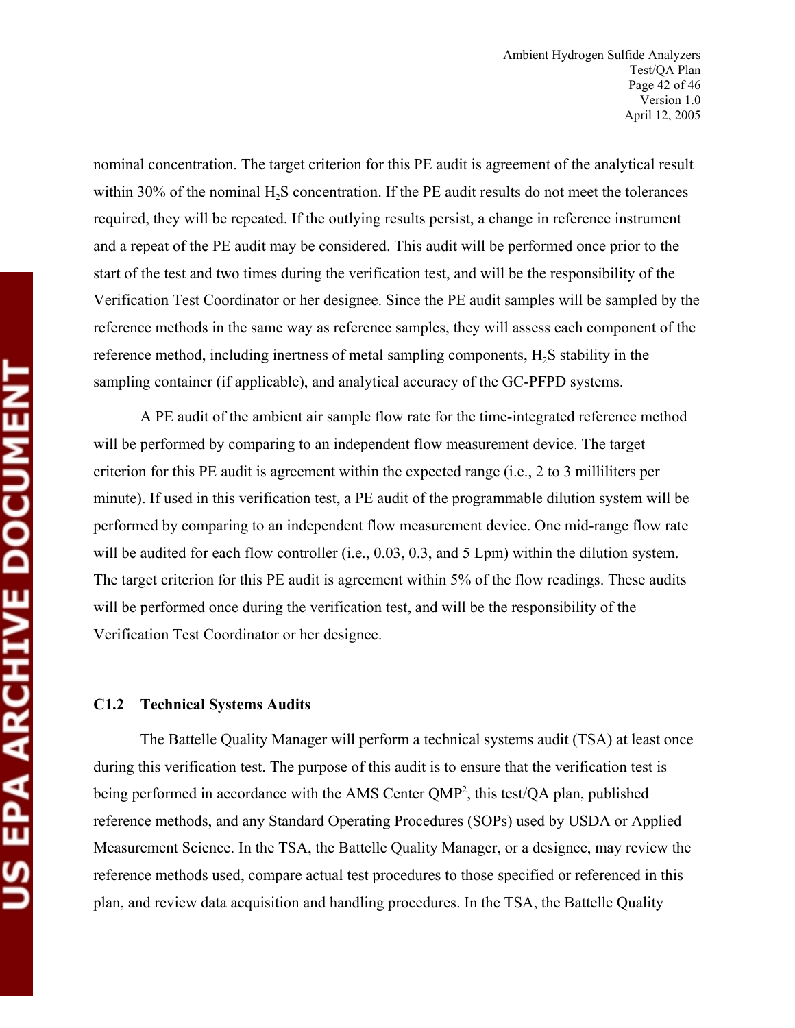nominal concentration. The target criterion for this PE audit is agreement of the analytical result within 30% of the nominal $H_2S$ concentration. If the PE audit results do not meet the tolerances required, they will be repeated. If the outlying results persist, a change in reference instrument and a repeat of the PE audit may be considered. This audit will be performed once prior to the start of the test and two times during the verification test, and will be the responsibility of the Verification Test Coordinator or her designee. Since the PE audit samples will be sampled by the reference methods in the same way as reference samples, they will assess each component of the reference method, including inertness of metal sampling components, $H_2S$ stability in the sampling container (if applicable), and analytical accuracy of the GC-PFPD systems.

A PE audit of the ambient air sample flow rate for the time-integrated reference method will be performed by comparing to an independent flow measurement device. The target criterion for this PE audit is agreement within the expected range (i.e., 2 to 3 milliliters per minute). If used in this verification test, a PE audit of the programmable dilution system will be performed by comparing to an independent flow measurement device. One mid-range flow rate will be audited for each flow controller (i.e., 0.03, 0.3, and 5 Lpm) within the dilution system. The target criterion for this PE audit is agreement within 5% of the flow readings. These audits will be performed once during the verification test, and will be the responsibility of the Verification Test Coordinator or her designee.

### C1.2 Technical Systems Audits

The Battelle Quality Manager will perform a technical systems audit (TSA) at least once during this verification test. The purpose of this audit is to ensure that the verification test is being performed in accordance with the AMS Center QMP[2], this test/QA plan, published reference methods, and any Standard Operating Procedures (SOPs) used by USDA or Applied Measurement Science. In the TSA, the Battelle Quality Manager, or a designee, may review the reference methods used, compare actual test procedures to those specified or referenced in this plan, and review data acquisition and handling procedures. In the TSA, the Battelle Quality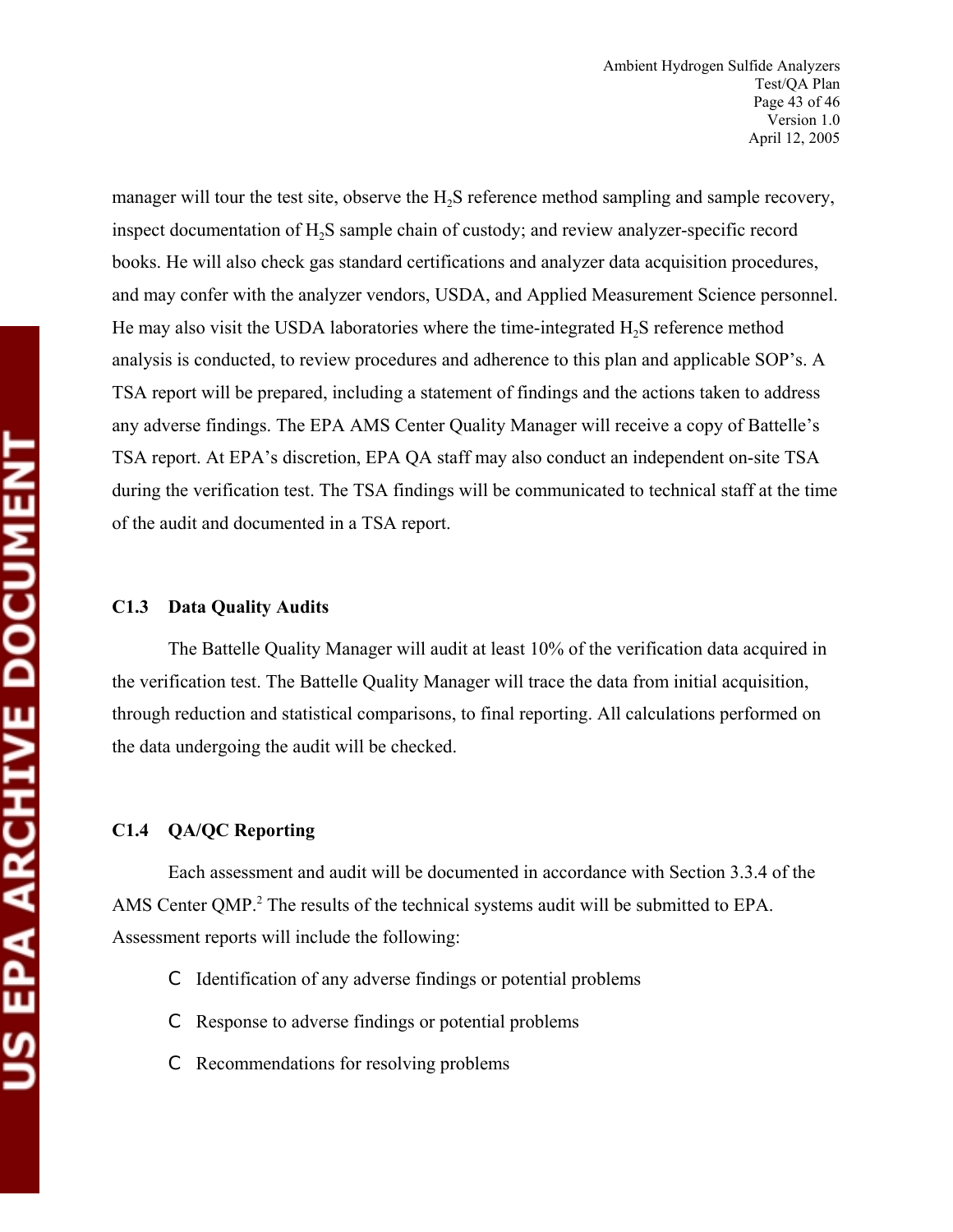manager will tour the test site, observe the $H_2S$ reference method sampling and sample recovery, inspect documentation of $H_2S$ sample chain of custody; and review analyzer-specific record books. He will also check gas standard certifications and analyzer data acquisition procedures, and may confer with the analyzer vendors, USDA, and Applied Measurement Science personnel. He may also visit the USDA laboratories where the time-integrated $H_2S$ reference method analysis is conducted, to review procedures and adherence to this plan and applicable SOP's. A TSA report will be prepared, including a statement of findings and the actions taken to address any adverse findings. The EPA AMS Center Quality Manager will receive a copy of Battelle's TSA report. At EPA's discretion, EPA QA staff may also conduct an independent on-site TSA during the verification test. The TSA findings will be communicated to technical staff at the time of the audit and documented in a TSA report.

### C1.3 Data Quality Audits

The Battelle Quality Manager will audit at least 10% of the verification data acquired in the verification test. The Battelle Quality Manager will trace the data from initial acquisition, through reduction and statistical comparisons, to final reporting. All calculations performed on the data undergoing the audit will be checked.

### C1.4 QA/QC Reporting

Each assessment and audit will be documented in accordance with Section 3.3.4 of the AMS Center QMP.[2] The results of the technical systems audit will be submitted to EPA. Assessment reports will include the following:

- Identification of any adverse findings or potential problems
- Response to adverse findings or potential problems
- Recommendations for resolving problems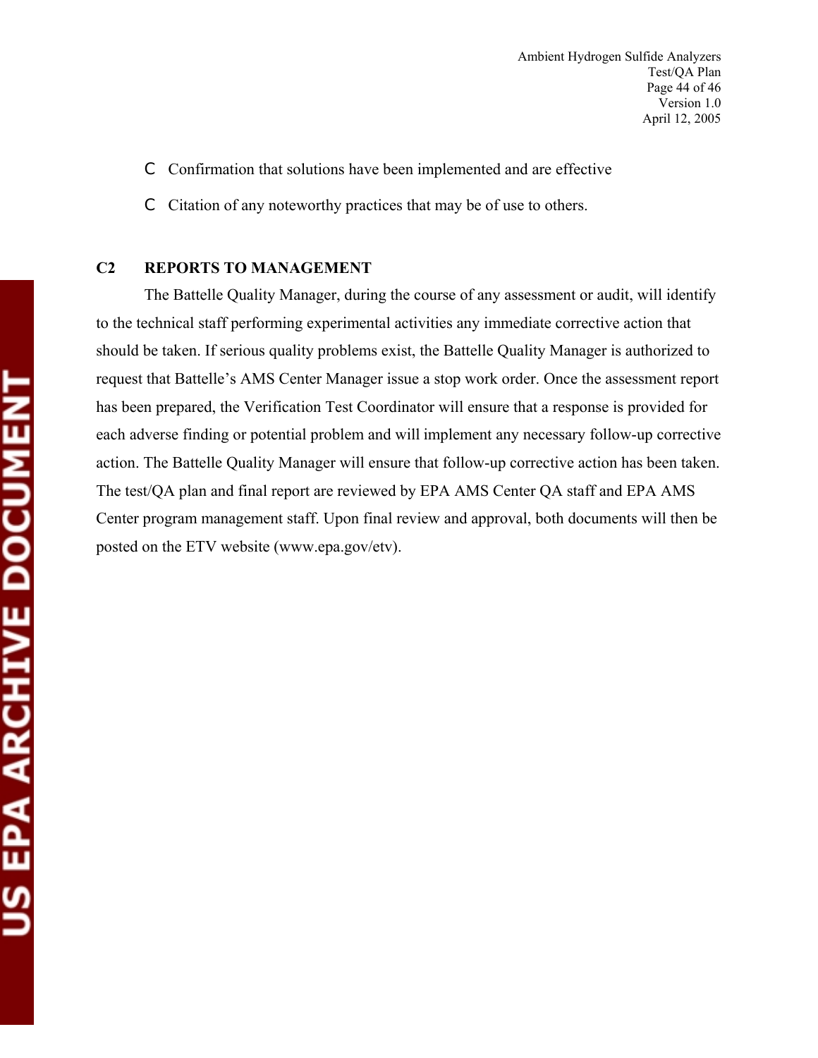- Confirmation that solutions have been implemented and are effective
- Citation of any noteworthy practices that may be of use to others.

## C2 REPORTS TO MANAGEMENT

The Battelle Quality Manager, during the course of any assessment or audit, will identify to the technical staff performing experimental activities any immediate corrective action that should be taken. If serious quality problems exist, the Battelle Quality Manager is authorized to request that Battelle's AMS Center Manager issue a stop work order. Once the assessment report has been prepared, the Verification Test Coordinator will ensure that a response is provided for each adverse finding or potential problem and will implement any necessary follow-up corrective action. The Battelle Quality Manager will ensure that follow-up corrective action has been taken. The test/QA plan and final report are reviewed by EPA AMS Center QA staff and EPA AMS Center program management staff. Upon final review and approval, both documents will then be posted on the ETV website (www.epa.gov/etv).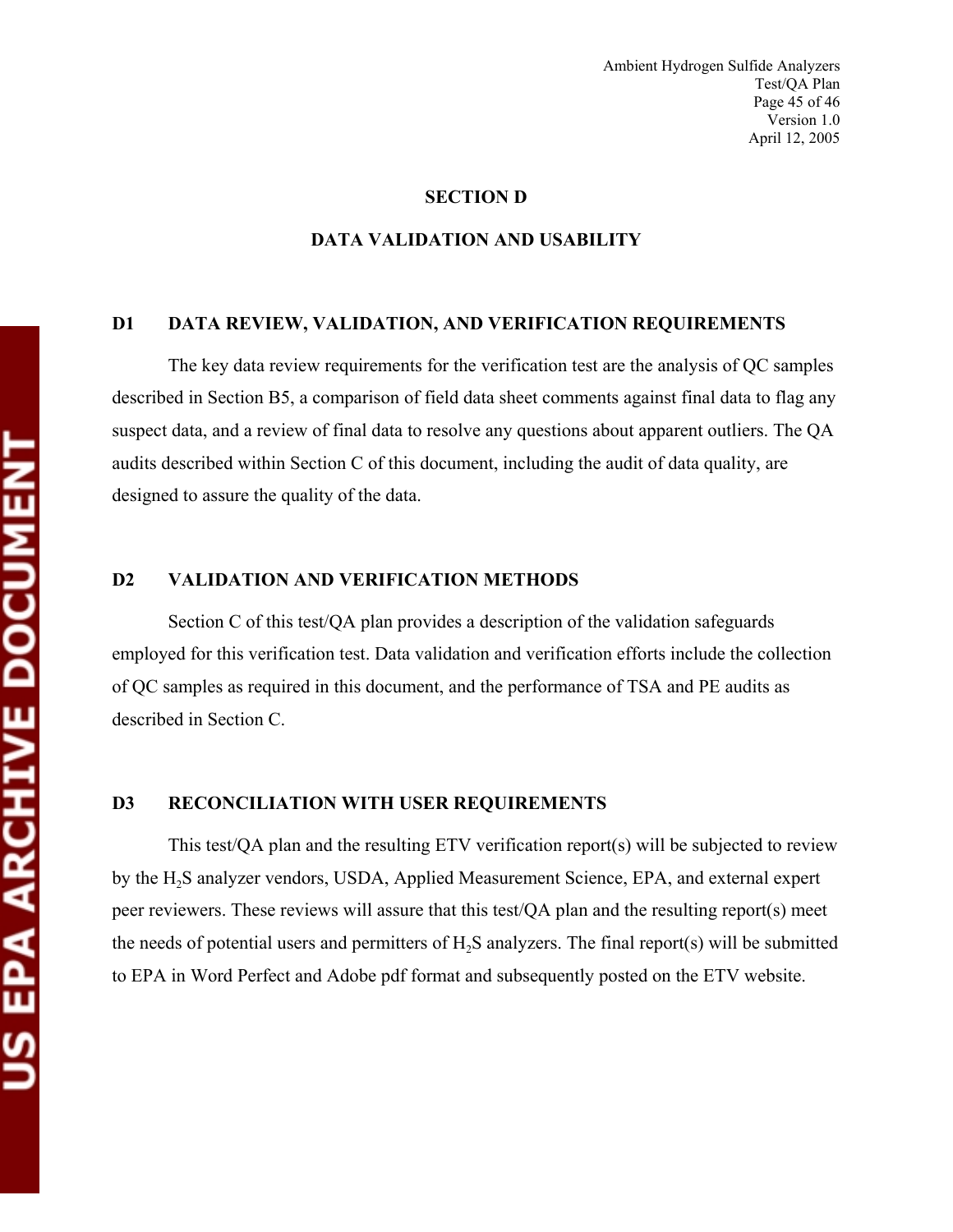# SECTION D

# DATA VALIDATION AND USABILITY

## D1 DATA REVIEW, VALIDATION, AND VERIFICATION REQUIREMENTS

The key data review requirements for the verification test are the analysis of QC samples described in Section B5, a comparison of field data sheet comments against final data to flag any suspect data, and a review of final data to resolve any questions about apparent outliers. The QA audits described within Section C of this document, including the audit of data quality, are designed to assure the quality of the data.

## D2 VALIDATION AND VERIFICATION METHODS

Section C of this test/QA plan provides a description of the validation safeguards employed for this verification test. Data validation and verification efforts include the collection of QC samples as required in this document, and the performance of TSA and PE audits as described in Section C.

## D3 RECONCILIATION WITH USER REQUIREMENTS

This test/QA plan and the resulting ETV verification report(s) will be subjected to review by the $H_2S$ analyzer vendors, USDA, Applied Measurement Science, EPA, and external expert peer reviewers. These reviews will assure that this test/QA plan and the resulting report(s) meet the needs of potential users and permitters of $H_2S$ analyzers. The final report(s) will be submitted to EPA in Word Perfect and Adobe pdf format and subsequently posted on the ETV website.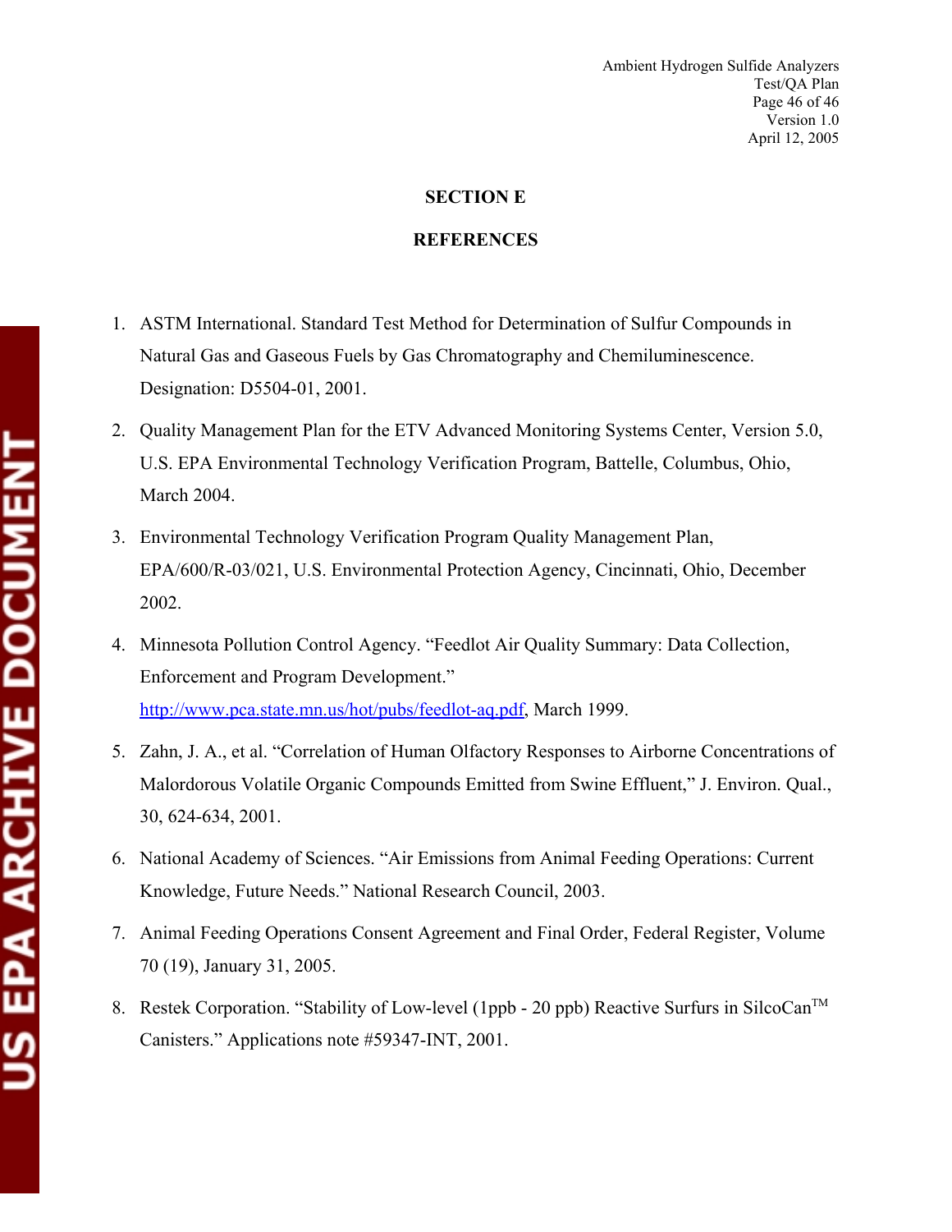## SECTION E

## REFERENCES

1. ASTM International. Standard Test Method for Determination of Sulfur Compounds in Natural Gas and Gaseous Fuels by Gas Chromatography and Chemiluminescence. Designation: D5504-01, 2001.
2. Quality Management Plan for the ETV Advanced Monitoring Systems Center, Version 5.0, U.S. EPA Environmental Technology Verification Program, Battelle, Columbus, Ohio, March 2004.
3. Environmental Technology Verification Program Quality Management Plan, EPA/600/R-03/021, U.S. Environmental Protection Agency, Cincinnati, Ohio, December 2002.
4. Minnesota Pollution Control Agency. "Feedlot Air Quality Summary: Data Collection, Enforcement and Program Development." http://www.pca.state.mn.us/hot/pubs/feedlot-aq.pdf, March 1999.
5. Zahn, J. A., et al. "Correlation of Human Olfactory Responses to Airborne Concentrations of Malordorous Volatile Organic Compounds Emitted from Swine Effluent," J. Environ. Qual., 30, 624-634, 2001.
6. National Academy of Sciences. "Air Emissions from Animal Feeding Operations: Current Knowledge, Future Needs." National Research Council, 2003.
7. Animal Feeding Operations Consent Agreement and Final Order, Federal Register, Volume 70 (19), January 31, 2005.
8. Restek Corporation. "Stability of Low-level (1ppb - 20 ppb) Reactive Surfurs in SilcoCan™ Canisters." Applications note #59347-INT, 2001.